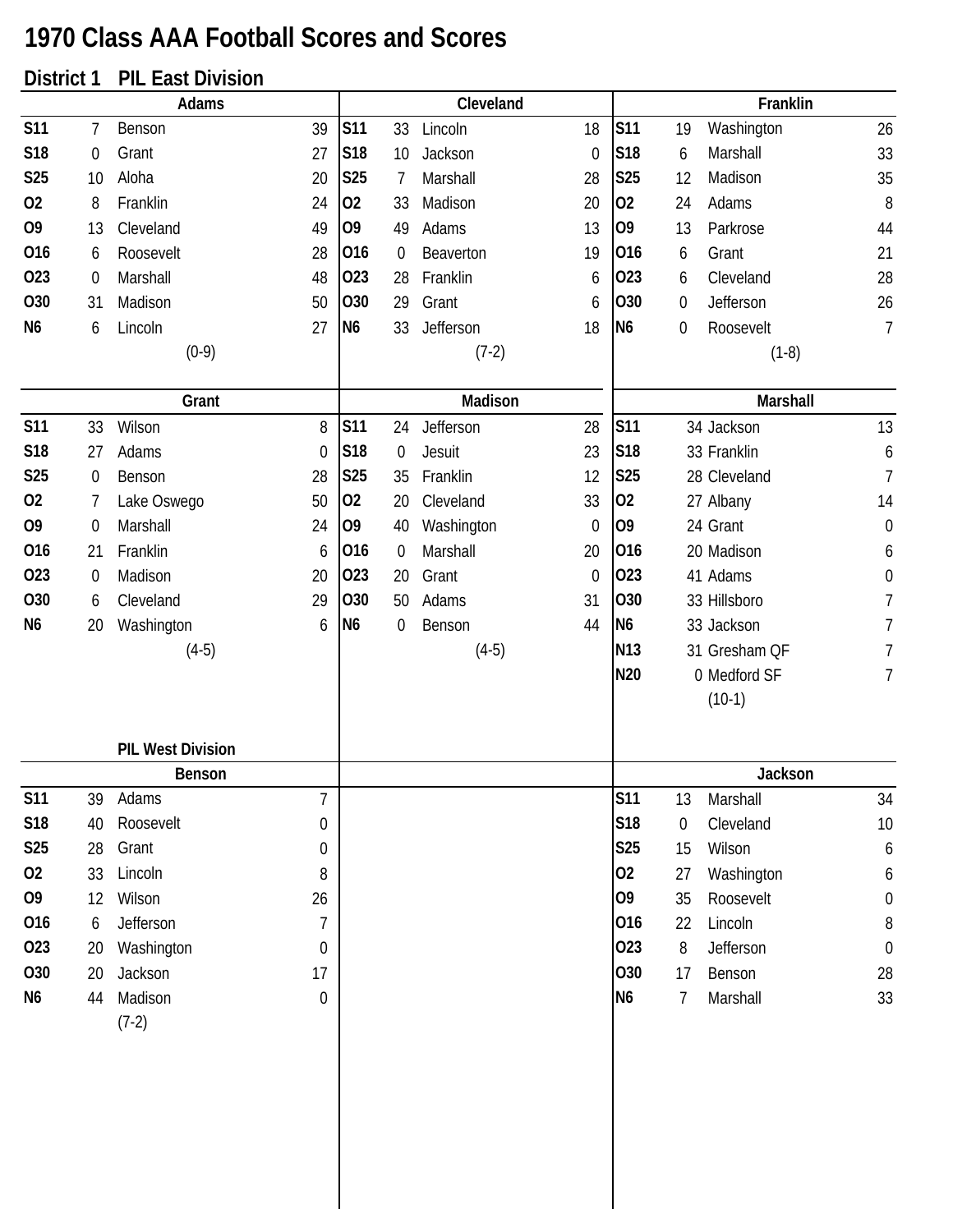# 1970 Class AAA Football Scores and Scores

## District 1 PIL East Division

### Adams

| Date | Score | Opponent | Opp |
|---|---|---|---|
| S11 | 7 | Benson | 39 |
| S18 | 0 | Grant | 27 |
| S25 | 10 | Aloha | 20 |
| O2 | 8 | Franklin | 24 |
| O9 | 13 | Cleveland | 49 |
| O16 | 6 | Roosevelt | 28 |
| O23 | 0 | Marshall | 48 |
| O30 | 31 | Madison | 50 |
| N6 | 6 | Lincoln | 27 |
| | | (0-9) | |

### Cleveland

| Date | Score | Opponent | Opp |
|---|---|---|---|
| S11 | 33 | Lincoln | 18 |
| S18 | 10 | Jackson | 0 |
| S25 | 7 | Marshall | 28 |
| O2 | 33 | Madison | 20 |
| O9 | 49 | Adams | 13 |
| O16 | 0 | Beaverton | 19 |
| O23 | 28 | Franklin | 6 |
| O30 | 29 | Grant | 6 |
| N6 | 33 | Jefferson | 18 |
| | | (7-2) | |

### Franklin

| Date | Score | Opponent | Opp |
|---|---|---|---|
| S11 | 19 | Washington | 26 |
| S18 | 6 | Marshall | 33 |
| S25 | 12 | Madison | 35 |
| O2 | 24 | Adams | 8 |
| O9 | 13 | Parkrose | 44 |
| O16 | 6 | Grant | 21 |
| O23 | 6 | Cleveland | 28 |
| O30 | 0 | Jefferson | 26 |
| N6 | 0 | Roosevelt | 7 |
| | | (1-8) | |

### Grant

| Date | Score | Opponent | Opp |
|---|---|---|---|
| S11 | 33 | Wilson | 8 |
| S18 | 27 | Adams | 0 |
| S25 | 0 | Benson | 28 |
| O2 | 7 | Lake Oswego | 50 |
| O9 | 0 | Marshall | 24 |
| O16 | 21 | Franklin | 6 |
| O23 | 0 | Madison | 20 |
| O30 | 6 | Cleveland | 29 |
| N6 | 20 | Washington | 6 |
| | | (4-5) | |

### Madison

| Date | Score | Opponent | Opp |
|---|---|---|---|
| S11 | 24 | Jefferson | 28 |
| S18 | 0 | Jesuit | 23 |
| S25 | 35 | Franklin | 12 |
| O2 | 20 | Cleveland | 33 |
| O9 | 40 | Washington | 0 |
| O16 | 0 | Marshall | 20 |
| O23 | 20 | Grant | 0 |
| O30 | 50 | Adams | 31 |
| N6 | 0 | Benson | 44 |
| | | (4-5) | |

### Marshall

| Date | Score | Opponent | Opp |
|---|---|---|---|
| S11 | 34 | Jackson | 13 |
| S18 | 33 | Franklin | 6 |
| S25 | 28 | Cleveland | 7 |
| O2 | 27 | Albany | 14 |
| O9 | 24 | Grant | 0 |
| O16 | 20 | Madison | 6 |
| O23 | 41 | Adams | 0 |
| O30 | 33 | Hillsboro | 7 |
| N6 | 33 | Jackson | 7 |
| N13 | 31 | Gresham QF | 7 |
| N20 | 0 | Medford SF | 7 |
| | | (10-1) | |

## PIL West Division

### Benson

| Date | Score | Opponent | Opp |
|---|---|---|---|
| S11 | 39 | Adams | 7 |
| S18 | 40 | Roosevelt | 0 |
| S25 | 28 | Grant | 0 |
| O2 | 33 | Lincoln | 8 |
| O9 | 12 | Wilson | 26 |
| O16 | 6 | Jefferson | 7 |
| O23 | 20 | Washington | 0 |
| O30 | 20 | Jackson | 17 |
| N6 | 44 | Madison | 0 |
| | | (7-2) | |

### Jackson

| Date | Score | Opponent | Opp |
|---|---|---|---|
| S11 | 13 | Marshall | 34 |
| S18 | 0 | Cleveland | 10 |
| S25 | 15 | Wilson | 6 |
| O2 | 27 | Washington | 6 |
| O9 | 35 | Roosevelt | 0 |
| O16 | 22 | Lincoln | 8 |
| O23 | 8 | Jefferson | 0 |
| O30 | 17 | Benson | 28 |
| N6 | 7 | Marshall | 33 |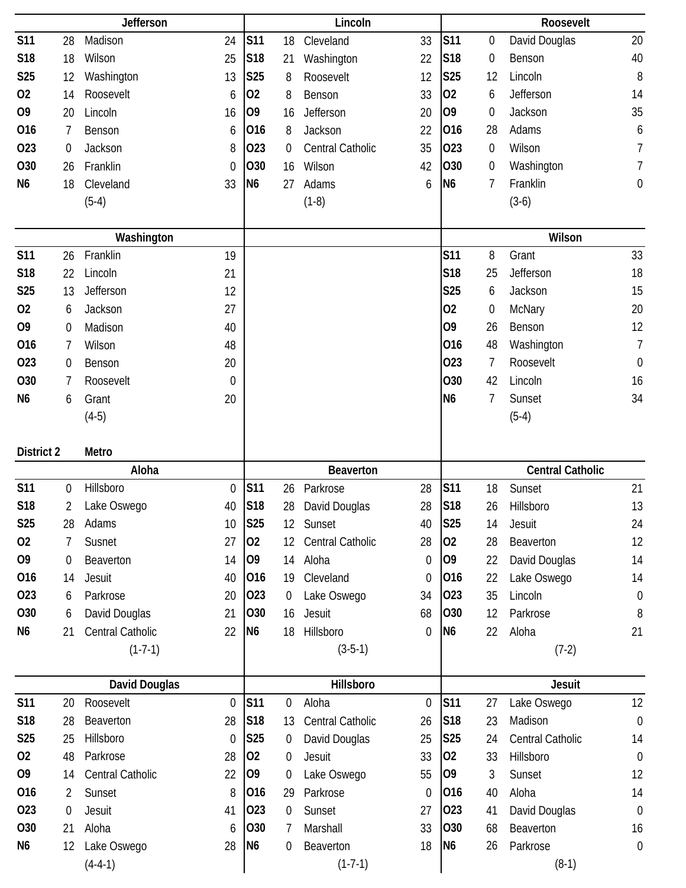### Jefferson

| Date | Score | Opponent | Score |
|---|---|---|---|
| S11 | 28 | Madison | 24 |
| S18 | 18 | Wilson | 25 |
| S25 | 12 | Washington | 13 |
| O2 | 14 | Roosevelt | 6 |
| O9 | 20 | Lincoln | 16 |
| O16 | 7 | Benson | 6 |
| O23 | 0 | Jackson | 8 |
| O30 | 26 | Franklin | 0 |
| N6 | 18 | Cleveland | 33 |
| | | (5-4) | |

### Lincoln

| Date | Score | Opponent | Score |
|---|---|---|---|
| S11 | 18 | Cleveland | 33 |
| S18 | 21 | Washington | 22 |
| S25 | 8 | Roosevelt | 12 |
| O2 | 8 | Benson | 33 |
| O9 | 16 | Jefferson | 20 |
| O16 | 8 | Jackson | 22 |
| O23 | 0 | Central Catholic | 35 |
| O30 | 16 | Wilson | 42 |
| N6 | 27 | Adams | 6 |
| | | (1-8) | |

### Roosevelt

| Date | Score | Opponent | Score |
|---|---|---|---|
| S11 | 0 | David Douglas | 20 |
| S18 | 0 | Benson | 40 |
| S25 | 12 | Lincoln | 8 |
| O2 | 6 | Jefferson | 14 |
| O9 | 0 | Jackson | 35 |
| O16 | 28 | Adams | 6 |
| O23 | 0 | Wilson | 7 |
| O30 | 0 | Washington | 7 |
| N6 | 7 | Franklin | 0 |
| | | (3-6) | |

### Washington

| Date | Score | Opponent | Score |
|---|---|---|---|
| S11 | 26 | Franklin | 19 |
| S18 | 22 | Lincoln | 21 |
| S25 | 13 | Jefferson | 12 |
| O2 | 6 | Jackson | 27 |
| O9 | 0 | Madison | 40 |
| O16 | 7 | Wilson | 48 |
| O23 | 0 | Benson | 20 |
| O30 | 7 | Roosevelt | 0 |
| N6 | 6 | Grant | 20 |
| | | (4-5) | |

### Wilson

| Date | Score | Opponent | Score |
|---|---|---|---|
| S11 | 8 | Grant | 33 |
| S18 | 25 | Jefferson | 18 |
| S25 | 6 | Jackson | 15 |
| O2 | 0 | McNary | 20 |
| O9 | 26 | Benson | 12 |
| O16 | 48 | Washington | 7 |
| O23 | 7 | Roosevelt | 0 |
| O30 | 42 | Lincoln | 16 |
| N6 | 7 | Sunset | 34 |
| | | (5-4) | |

## District 2 Metro

### Aloha

| Date | Score | Opponent | Score |
|---|---|---|---|
| S11 | 0 | Hillsboro | 0 |
| S18 | 2 | Lake Oswego | 40 |
| S25 | 28 | Adams | 10 |
| O2 | 7 | Susnet | 27 |
| O9 | 0 | Beaverton | 14 |
| O16 | 14 | Jesuit | 40 |
| O23 | 6 | Parkrose | 20 |
| O30 | 6 | David Douglas | 21 |
| N6 | 21 | Central Catholic | 22 |
| | | (1-7-1) | |

### Beaverton

| Date | Score | Opponent | Score |
|---|---|---|---|
| S11 | 26 | Parkrose | 28 |
| S18 | 28 | David Douglas | 28 |
| S25 | 12 | Sunset | 40 |
| O2 | 12 | Central Catholic | 28 |
| O9 | 14 | Aloha | 0 |
| O16 | 19 | Cleveland | 0 |
| O23 | 0 | Lake Oswego | 34 |
| O30 | 16 | Jesuit | 68 |
| N6 | 18 | Hillsboro | 0 |
| | | (3-5-1) | |

### Central Catholic

| Date | Score | Opponent | Score |
|---|---|---|---|
| S11 | 18 | Sunset | 21 |
| S18 | 26 | Hillsboro | 13 |
| S25 | 14 | Jesuit | 24 |
| O2 | 28 | Beaverton | 12 |
| O9 | 22 | David Douglas | 14 |
| O16 | 22 | Lake Oswego | 14 |
| O23 | 35 | Lincoln | 0 |
| O30 | 12 | Parkrose | 8 |
| N6 | 22 | Aloha | 21 |
| | | (7-2) | |

### David Douglas

| Date | Score | Opponent | Score |
|---|---|---|---|
| S11 | 20 | Roosevelt | 0 |
| S18 | 28 | Beaverton | 28 |
| S25 | 25 | Hillsboro | 0 |
| O2 | 48 | Parkrose | 28 |
| O9 | 14 | Central Catholic | 22 |
| O16 | 2 | Sunset | 8 |
| O23 | 0 | Jesuit | 41 |
| O30 | 21 | Aloha | 6 |
| N6 | 12 | Lake Oswego | 28 |
| | | (4-4-1) | |

### Hillsboro

| Date | Score | Opponent | Score |
|---|---|---|---|
| S11 | 0 | Aloha | 0 |
| S18 | 13 | Central Catholic | 26 |
| S25 | 0 | David Douglas | 25 |
| O2 | 0 | Jesuit | 33 |
| O9 | 0 | Lake Oswego | 55 |
| O16 | 29 | Parkrose | 0 |
| O23 | 0 | Sunset | 27 |
| O30 | 7 | Marshall | 33 |
| N6 | 0 | Beaverton | 18 |
| | | (1-7-1) | |

### Jesuit

| Date | Score | Opponent | Score |
|---|---|---|---|
| S11 | 27 | Lake Oswego | 12 |
| S18 | 23 | Madison | 0 |
| S25 | 24 | Central Catholic | 14 |
| O2 | 33 | Hillsboro | 0 |
| O9 | 3 | Sunset | 12 |
| O16 | 40 | Aloha | 14 |
| O23 | 41 | David Douglas | 0 |
| O30 | 68 | Beaverton | 16 |
| N6 | 26 | Parkrose | 0 |
| | | (8-1) | |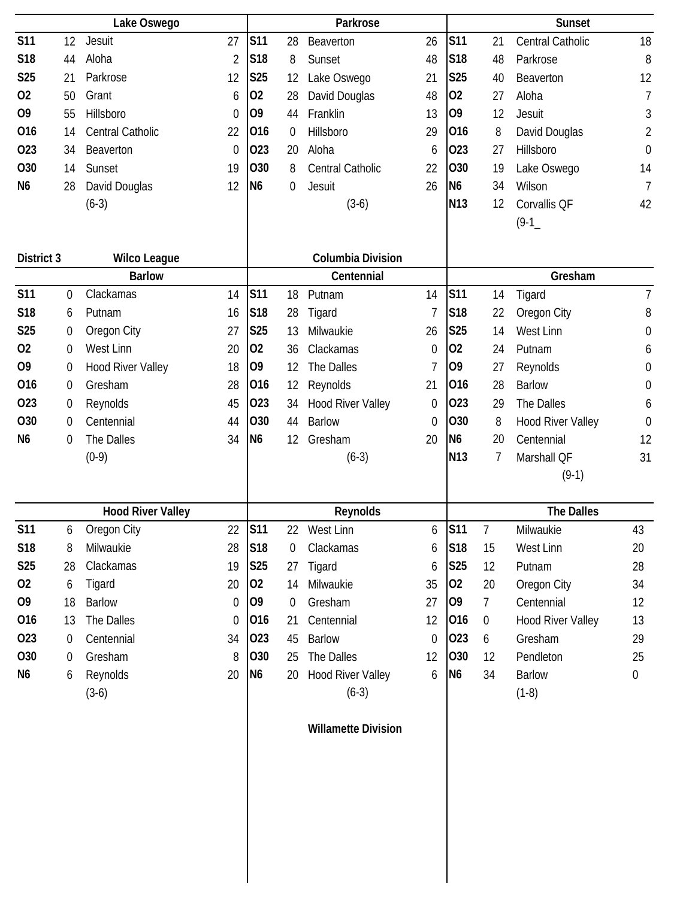### Lake Oswego

| | | | |
|---|---|---|---|
| S11 | 12 | Jesuit | 27 |
| S18 | 44 | Aloha | 2 |
| S25 | 21 | Parkrose | 12 |
| O2 | 50 | Grant | 6 |
| O9 | 55 | Hillsboro | 0 |
| O16 | 14 | Central Catholic | 22 |
| O23 | 34 | Beaverton | 0 |
| O30 | 14 | Sunset | 19 |
| N6 | 28 | David Douglas | 12 |
| | | (6-3) | |

### Parkrose

| | | | |
|---|---|---|---|
| S11 | 28 | Beaverton | 26 |
| S18 | 8 | Sunset | 48 |
| S25 | 12 | Lake Oswego | 21 |
| O2 | 28 | David Douglas | 48 |
| O9 | 44 | Franklin | 13 |
| O16 | 0 | Hillsboro | 29 |
| O23 | 20 | Aloha | 6 |
| O30 | 8 | Central Catholic | 22 |
| N6 | 0 | Jesuit | 26 |
| | | (3-6) | |

### Sunset

| | | | |
|---|---|---|---|
| S11 | 21 | Central Catholic | 18 |
| S18 | 48 | Parkrose | 8 |
| S25 | 40 | Beaverton | 12 |
| O2 | 27 | Aloha | 7 |
| O9 | 12 | Jesuit | 3 |
| O16 | 8 | David Douglas | 2 |
| O23 | 27 | Hillsboro | 0 |
| O30 | 19 | Lake Oswego | 14 |
| N6 | 34 | Wilson | 7 |
| N13 | 12 | Corvallis QF | 42 |
| | | (9-1_ | |

## District 3 — Wilco League — Columbia Division

### Barlow

| | | | |
|---|---|---|---|
| S11 | 0 | Clackamas | 14 |
| S18 | 6 | Putnam | 16 |
| S25 | 0 | Oregon City | 27 |
| O2 | 0 | West Linn | 20 |
| O9 | 0 | Hood River Valley | 18 |
| O16 | 0 | Gresham | 28 |
| O23 | 0 | Reynolds | 45 |
| O30 | 0 | Centennial | 44 |
| N6 | 0 | The Dalles | 34 |
| | | (0-9) | |

### Centennial

| | | | |
|---|---|---|---|
| S11 | 18 | Putnam | 14 |
| S18 | 28 | Tigard | 7 |
| S25 | 13 | Milwaukie | 26 |
| O2 | 36 | Clackamas | 0 |
| O9 | 12 | The Dalles | 7 |
| O16 | 12 | Reynolds | 21 |
| O23 | 34 | Hood River Valley | 0 |
| O30 | 44 | Barlow | 0 |
| N6 | 12 | Gresham | 20 |
| | | (6-3) | |

### Gresham

| | | | |
|---|---|---|---|
| S11 | 14 | Tigard | 7 |
| S18 | 22 | Oregon City | 8 |
| S25 | 14 | West Linn | 0 |
| O2 | 24 | Putnam | 6 |
| O9 | 27 | Reynolds | 0 |
| O16 | 28 | Barlow | 0 |
| O23 | 29 | The Dalles | 6 |
| O30 | 8 | Hood River Valley | 0 |
| N6 | 20 | Centennial | 12 |
| N13 | 7 | Marshall QF | 31 |
| | | (9-1) | |

### Hood River Valley

| | | | |
|---|---|---|---|
| S11 | 6 | Oregon City | 22 |
| S18 | 8 | Milwaukie | 28 |
| S25 | 28 | Clackamas | 19 |
| O2 | 6 | Tigard | 20 |
| O9 | 18 | Barlow | 0 |
| O16 | 13 | The Dalles | 0 |
| O23 | 0 | Centennial | 34 |
| O30 | 0 | Gresham | 8 |
| N6 | 6 | Reynolds | 20 |
| | | (3-6) | |

### Reynolds

| | | | |
|---|---|---|---|
| S11 | 22 | West Linn | 6 |
| S18 | 0 | Clackamas | 6 |
| S25 | 27 | Tigard | 6 |
| O2 | 14 | Milwaukie | 35 |
| O9 | 0 | Gresham | 27 |
| O16 | 21 | Centennial | 12 |
| O23 | 45 | Barlow | 0 |
| O30 | 25 | The Dalles | 12 |
| N6 | 20 | Hood River Valley | 6 |
| | | (6-3) | |

### The Dalles

| | | | |
|---|---|---|---|
| S11 | 7 | Milwaukie | 43 |
| S18 | 15 | West Linn | 20 |
| S25 | 12 | Putnam | 28 |
| O2 | 20 | Oregon City | 34 |
| O9 | 7 | Centennial | 12 |
| O16 | 0 | Hood River Valley | 13 |
| O23 | 6 | Gresham | 29 |
| O30 | 12 | Pendleton | 25 |
| N6 | 34 | Barlow | 0 |
| | | (1-8) | |

## Willamette Division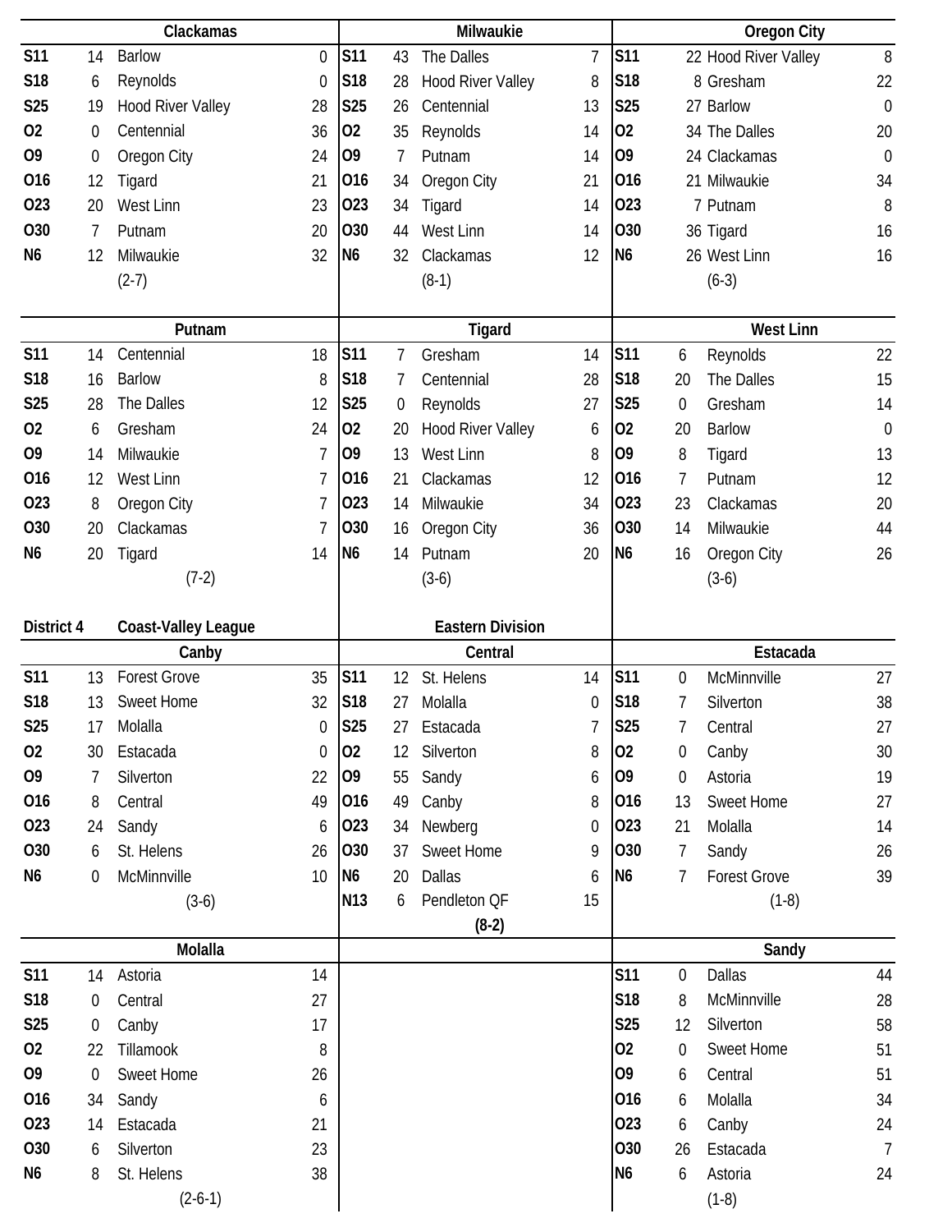### Clackamas

| Date | Score | Opponent | Opp. Score |
|---|---|---|---|
| S11 | 14 | Barlow | 0 |
| S18 | 6 | Reynolds | 0 |
| S25 | 19 | Hood River Valley | 28 |
| O2 | 0 | Centennial | 36 |
| O9 | 0 | Oregon City | 24 |
| O16 | 12 | Tigard | 21 |
| O23 | 20 | West Linn | 23 |
| O30 | 7 | Putnam | 20 |
| N6 | 12 | Milwaukie | 32 |
| | | (2-7) | |

### Milwaukie

| Date | Score | Opponent | Opp. Score |
|---|---|---|---|
| S11 | 43 | The Dalles | 7 |
| S18 | 28 | Hood River Valley | 8 |
| S25 | 26 | Centennial | 13 |
| O2 | 35 | Reynolds | 14 |
| O9 | 7 | Putnam | 14 |
| O16 | 34 | Oregon City | 21 |
| O23 | 34 | Tigard | 14 |
| O30 | 44 | West Linn | 14 |
| N6 | 32 | Clackamas | 12 |
| | | (8-1) | |

### Oregon City

| Date | Score | Opponent | Opp. Score |
|---|---|---|---|
| S11 | 22 | Hood River Valley | 8 |
| S18 | 8 | Gresham | 22 |
| S25 | 27 | Barlow | 0 |
| O2 | 34 | The Dalles | 20 |
| O9 | 24 | Clackamas | 0 |
| O16 | 21 | Milwaukie | 34 |
| O23 | 7 | Putnam | 8 |
| O30 | 36 | Tigard | 16 |
| N6 | 26 | West Linn | 16 |
| | | (6-3) | |

### Putnam

| Date | Score | Opponent | Opp. Score |
|---|---|---|---|
| S11 | 14 | Centennial | 18 |
| S18 | 16 | Barlow | 8 |
| S25 | 28 | The Dalles | 12 |
| O2 | 6 | Gresham | 24 |
| O9 | 14 | Milwaukie | 7 |
| O16 | 12 | West Linn | 7 |
| O23 | 8 | Oregon City | 7 |
| O30 | 20 | Clackamas | 7 |
| N6 | 20 | Tigard | 14 |
| | | (7-2) | |

### Tigard

| Date | Score | Opponent | Opp. Score |
|---|---|---|---|
| S11 | 7 | Gresham | 14 |
| S18 | 7 | Centennial | 28 |
| S25 | 0 | Reynolds | 27 |
| O2 | 20 | Hood River Valley | 6 |
| O9 | 13 | West Linn | 8 |
| O16 | 21 | Clackamas | 12 |
| O23 | 14 | Milwaukie | 34 |
| O30 | 16 | Oregon City | 36 |
| N6 | 14 | Putnam | 20 |
| | | (3-6) | |

### West Linn

| Date | Score | Opponent | Opp. Score |
|---|---|---|---|
| S11 | 6 | Reynolds | 22 |
| S18 | 20 | The Dalles | 15 |
| S25 | 0 | Gresham | 14 |
| O2 | 20 | Barlow | 0 |
| O9 | 8 | Tigard | 13 |
| O16 | 7 | Putnam | 12 |
| O23 | 23 | Clackamas | 20 |
| O30 | 14 | Milwaukie | 44 |
| N6 | 16 | Oregon City | 26 |
| | | (3-6) | |

## District 4 — Coast-Valley League — Eastern Division

### Canby

| Date | Score | Opponent | Opp. Score |
|---|---|---|---|
| S11 | 13 | Forest Grove | 35 |
| S18 | 13 | Sweet Home | 32 |
| S25 | 17 | Molalla | 0 |
| O2 | 30 | Estacada | 0 |
| O9 | 7 | Silverton | 22 |
| O16 | 8 | Central | 49 |
| O23 | 24 | Sandy | 6 |
| O30 | 6 | St. Helens | 26 |
| N6 | 0 | McMinnville | 10 |
| | | (3-6) | |

### Central

| Date | Score | Opponent | Opp. Score |
|---|---|---|---|
| S11 | 12 | St. Helens | 14 |
| S18 | 27 | Molalla | 0 |
| S25 | 27 | Estacada | 7 |
| O2 | 12 | Silverton | 8 |
| O9 | 55 | Sandy | 6 |
| O16 | 49 | Canby | 8 |
| O23 | 34 | Newberg | 0 |
| O30 | 37 | Sweet Home | 9 |
| N6 | 20 | Dallas | 6 |
| N13 | 6 | Pendleton QF | 15 |
| | | **(8-2)** | |

### Estacada

| Date | Score | Opponent | Opp. Score |
|---|---|---|---|
| S11 | 0 | McMinnville | 27 |
| S18 | 7 | Silverton | 38 |
| S25 | 7 | Central | 27 |
| O2 | 0 | Canby | 30 |
| O9 | 0 | Astoria | 19 |
| O16 | 13 | Sweet Home | 27 |
| O23 | 21 | Molalla | 14 |
| O30 | 7 | Sandy | 26 |
| N6 | 7 | Forest Grove | 39 |
| | | (1-8) | |

### Molalla

| Date | Score | Opponent | Opp. Score |
|---|---|---|---|
| S11 | 14 | Astoria | 14 |
| S18 | 0 | Central | 27 |
| S25 | 0 | Canby | 17 |
| O2 | 22 | Tillamook | 8 |
| O9 | 0 | Sweet Home | 26 |
| O16 | 34 | Sandy | 6 |
| O23 | 14 | Estacada | 21 |
| O30 | 6 | Silverton | 23 |
| N6 | 8 | St. Helens | 38 |
| | | (2-6-1) | |

### Sandy

| Date | Score | Opponent | Opp. Score |
|---|---|---|---|
| S11 | 0 | Dallas | 44 |
| S18 | 8 | McMinnville | 28 |
| S25 | 12 | Silverton | 58 |
| O2 | 0 | Sweet Home | 51 |
| O9 | 6 | Central | 51 |
| O16 | 6 | Molalla | 34 |
| O23 | 6 | Canby | 24 |
| O30 | 26 | Estacada | 7 |
| N6 | 6 | Astoria | 24 |
| | | (1-8) | |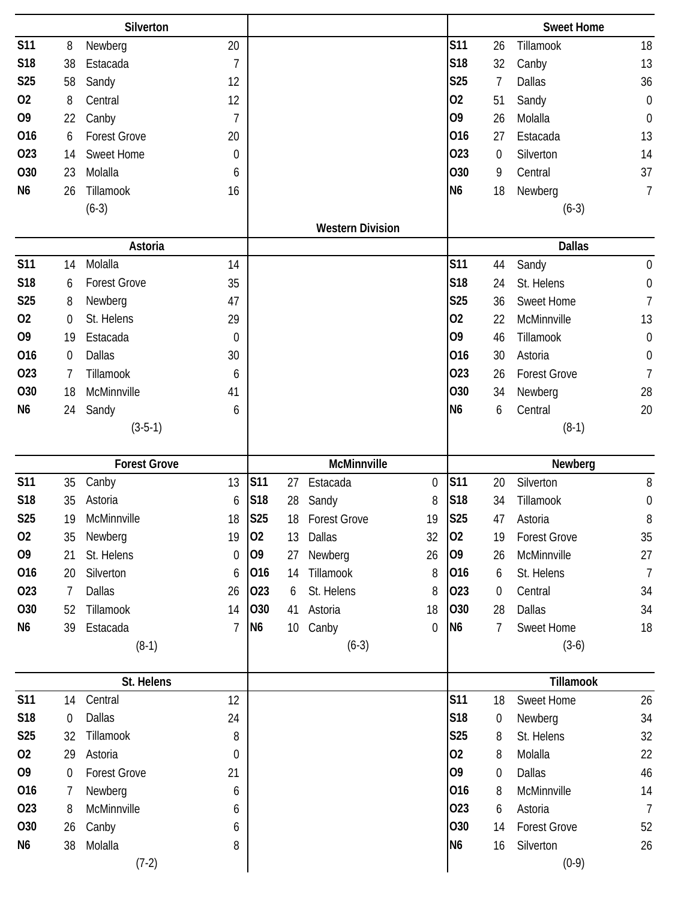## Western Division

### Silverton

| Date | Score | Opponent | Opp |
|---|---|---|---|
| S11 | 8 | Newberg | 20 |
| S18 | 38 | Estacada | 7 |
| S25 | 58 | Sandy | 12 |
| O2 | 8 | Central | 12 |
| O9 | 22 | Canby | 7 |
| O16 | 6 | Forest Grove | 20 |
| O23 | 14 | Sweet Home | 0 |
| O30 | 23 | Molalla | 6 |
| N6 | 26 | Tillamook | 16 |

(6-3)

### Sweet Home

| Date | Score | Opponent | Opp |
|---|---|---|---|
| S11 | 26 | Tillamook | 18 |
| S18 | 32 | Canby | 13 |
| S25 | 7 | Dallas | 36 |
| O2 | 51 | Sandy | 0 |
| O9 | 26 | Molalla | 0 |
| O16 | 27 | Estacada | 13 |
| O23 | 0 | Silverton | 14 |
| O30 | 9 | Central | 37 |
| N6 | 18 | Newberg | 7 |

(6-3)

### Astoria

| Date | Score | Opponent | Opp |
|---|---|---|---|
| S11 | 14 | Molalla | 14 |
| S18 | 6 | Forest Grove | 35 |
| S25 | 8 | Newberg | 47 |
| O2 | 0 | St. Helens | 29 |
| O9 | 19 | Estacada | 0 |
| O16 | 0 | Dallas | 30 |
| O23 | 7 | Tillamook | 6 |
| O30 | 18 | McMinnville | 41 |
| N6 | 24 | Sandy | 6 |

(3-5-1)

### Dallas

| Date | Score | Opponent | Opp |
|---|---|---|---|
| S11 | 44 | Sandy | 0 |
| S18 | 24 | St. Helens | 0 |
| S25 | 36 | Sweet Home | 7 |
| O2 | 22 | McMinnville | 13 |
| O9 | 46 | Tillamook | 0 |
| O16 | 30 | Astoria | 0 |
| O23 | 26 | Forest Grove | 7 |
| O30 | 34 | Newberg | 28 |
| N6 | 6 | Central | 20 |

(8-1)

### Forest Grove

| Date | Score | Opponent | Opp |
|---|---|---|---|
| S11 | 35 | Canby | 13 |
| S18 | 35 | Astoria | 6 |
| S25 | 19 | McMinnville | 18 |
| O2 | 35 | Newberg | 19 |
| O9 | 21 | St. Helens | 0 |
| O16 | 20 | Silverton | 6 |
| O23 | 7 | Dallas | 26 |
| O30 | 52 | Tillamook | 14 |
| N6 | 39 | Estacada | 7 |

(8-1)

### McMinnville

| Date | Score | Opponent | Opp |
|---|---|---|---|
| S11 | 27 | Estacada | 0 |
| S18 | 28 | Sandy | 8 |
| S25 | 18 | Forest Grove | 19 |
| O2 | 13 | Dallas | 32 |
| O9 | 27 | Newberg | 26 |
| O16 | 14 | Tillamook | 8 |
| O23 | 6 | St. Helens | 8 |
| O30 | 41 | Astoria | 18 |
| N6 | 10 | Canby | 0 |

(6-3)

### Newberg

| Date | Score | Opponent | Opp |
|---|---|---|---|
| S11 | 20 | Silverton | 8 |
| S18 | 34 | Tillamook | 0 |
| S25 | 47 | Astoria | 8 |
| O2 | 19 | Forest Grove | 35 |
| O9 | 26 | McMinnville | 27 |
| O16 | 6 | St. Helens | 7 |
| O23 | 0 | Central | 34 |
| O30 | 28 | Dallas | 34 |
| N6 | 7 | Sweet Home | 18 |

(3-6)

### St. Helens

| Date | Score | Opponent | Opp |
|---|---|---|---|
| S11 | 14 | Central | 12 |
| S18 | 0 | Dallas | 24 |
| S25 | 32 | Tillamook | 8 |
| O2 | 29 | Astoria | 0 |
| O9 | 0 | Forest Grove | 21 |
| O16 | 7 | Newberg | 6 |
| O23 | 8 | McMinnville | 6 |
| O30 | 26 | Canby | 6 |
| N6 | 38 | Molalla | 8 |

(7-2)

### Tillamook

| Date | Score | Opponent | Opp |
|---|---|---|---|
| S11 | 18 | Sweet Home | 26 |
| S18 | 0 | Newberg | 34 |
| S25 | 8 | St. Helens | 32 |
| O2 | 8 | Molalla | 22 |
| O9 | 0 | Dallas | 46 |
| O16 | 8 | McMinnville | 14 |
| O23 | 6 | Astoria | 7 |
| O30 | 14 | Forest Grove | 52 |
| N6 | 16 | Silverton | 26 |

(0-9)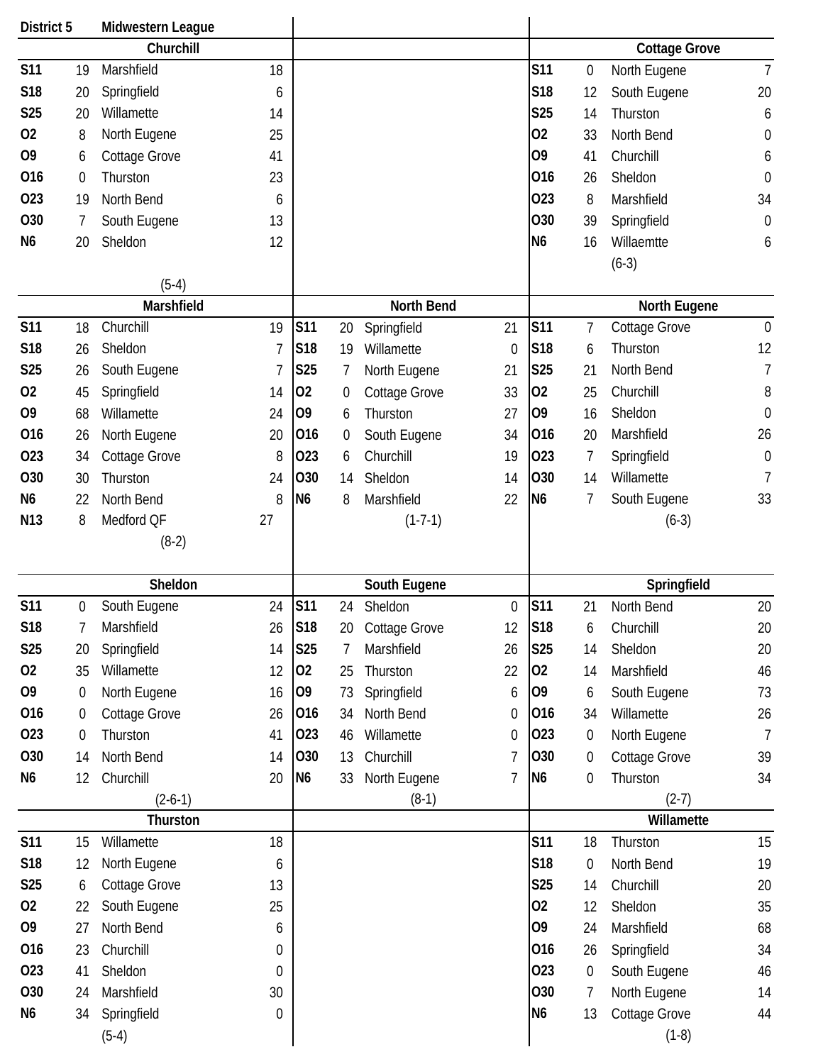**District 5** **Midwestern League**

### Churchill

| Date | Score | Opponent | Score |
|---|---|---|---|
| S11 | 19 | Marshfield | 18 |
| S18 | 20 | Springfield | 6 |
| S25 | 20 | Willamette | 14 |
| O2 | 8 | North Eugene | 25 |
| O9 | 6 | Cottage Grove | 41 |
| O16 | 0 | Thurston | 23 |
| O23 | 19 | North Bend | 6 |
| O30 | 7 | South Eugene | 13 |
| N6 | 20 | Sheldon | 12 |

(5-4)

### Cottage Grove

| Date | Score | Opponent | Score |
|---|---|---|---|
| S11 | 0 | North Eugene | 7 |
| S18 | 12 | South Eugene | 20 |
| S25 | 14 | Thurston | 6 |
| O2 | 33 | North Bend | 0 |
| O9 | 41 | Churchill | 6 |
| O16 | 26 | Sheldon | 0 |
| O23 | 8 | Marshfield | 34 |
| O30 | 39 | Springfield | 0 |
| N6 | 16 | Willaemtte | 6 |

(6-3)

### Marshfield

| Date | Score | Opponent | Score |
|---|---|---|---|
| S11 | 18 | Churchill | 19 |
| S18 | 26 | Sheldon | 7 |
| S25 | 26 | South Eugene | 7 |
| O2 | 45 | Springfield | 14 |
| O9 | 68 | Willamette | 24 |
| O16 | 26 | North Eugene | 20 |
| O23 | 34 | Cottage Grove | 8 |
| O30 | 30 | Thurston | 24 |
| N6 | 22 | North Bend | 8 |
| N13 | 8 | Medford QF | 27 |

(8-2)

### North Bend

| Date | Score | Opponent | Score |
|---|---|---|---|
| S11 | 20 | Springfield | 21 |
| S18 | 19 | Willamette | 0 |
| S25 | 7 | North Eugene | 21 |
| O2 | 0 | Cottage Grove | 33 |
| O9 | 6 | Thurston | 27 |
| O16 | 0 | South Eugene | 34 |
| O23 | 6 | Churchill | 19 |
| O30 | 14 | Sheldon | 14 |
| N6 | 8 | Marshfield | 22 |

(1-7-1)

### North Eugene

| Date | Score | Opponent | Score |
|---|---|---|---|
| S11 | 7 | Cottage Grove | 0 |
| S18 | 6 | Thurston | 12 |
| S25 | 21 | North Bend | 7 |
| O2 | 25 | Churchill | 8 |
| O9 | 16 | Sheldon | 0 |
| O16 | 20 | Marshfield | 26 |
| O23 | 7 | Springfield | 0 |
| O30 | 14 | Willamette | 7 |
| N6 | 7 | South Eugene | 33 |

(6-3)

### Sheldon

| Date | Score | Opponent | Score |
|---|---|---|---|
| S11 | 0 | South Eugene | 24 |
| S18 | 7 | Marshfield | 26 |
| S25 | 20 | Springfield | 14 |
| O2 | 35 | Willamette | 12 |
| O9 | 0 | North Eugene | 16 |
| O16 | 0 | Cottage Grove | 26 |
| O23 | 0 | Thurston | 41 |
| O30 | 14 | North Bend | 14 |
| N6 | 12 | Churchill | 20 |

(2-6-1)

### South Eugene

| Date | Score | Opponent | Score |
|---|---|---|---|
| S11 | 24 | Sheldon | 0 |
| S18 | 20 | Cottage Grove | 12 |
| S25 | 7 | Marshfield | 26 |
| O2 | 25 | Thurston | 22 |
| O9 | 73 | Springfield | 6 |
| O16 | 34 | North Bend | 0 |
| O23 | 46 | Willamette | 0 |
| O30 | 13 | Churchill | 7 |
| N6 | 33 | North Eugene | 7 |

(8-1)

### Springfield

| Date | Score | Opponent | Score |
|---|---|---|---|
| S11 | 21 | North Bend | 20 |
| S18 | 6 | Churchill | 20 |
| S25 | 14 | Sheldon | 20 |
| O2 | 14 | Marshfield | 46 |
| O9 | 6 | South Eugene | 73 |
| O16 | 34 | Willamette | 26 |
| O23 | 0 | North Eugene | 7 |
| O30 | 0 | Cottage Grove | 39 |
| N6 | 0 | Thurston | 34 |

(2-7)

### Thurston

| Date | Score | Opponent | Score |
|---|---|---|---|
| S11 | 15 | Willamette | 18 |
| S18 | 12 | North Eugene | 6 |
| S25 | 6 | Cottage Grove | 13 |
| O2 | 22 | South Eugene | 25 |
| O9 | 27 | North Bend | 6 |
| O16 | 23 | Churchill | 0 |
| O23 | 41 | Sheldon | 0 |
| O30 | 24 | Marshfield | 30 |
| N6 | 34 | Springfield | 0 |

(5-4)

### Willamette

| Date | Score | Opponent | Score |
|---|---|---|---|
| S11 | 18 | Thurston | 15 |
| S18 | 0 | North Bend | 19 |
| S25 | 14 | Churchill | 20 |
| O2 | 12 | Sheldon | 35 |
| O9 | 24 | Marshfield | 68 |
| O16 | 26 | Springfield | 34 |
| O23 | 0 | South Eugene | 46 |
| O30 | 7 | North Eugene | 14 |
| N6 | 13 | Cottage Grove | 44 |

(1-8)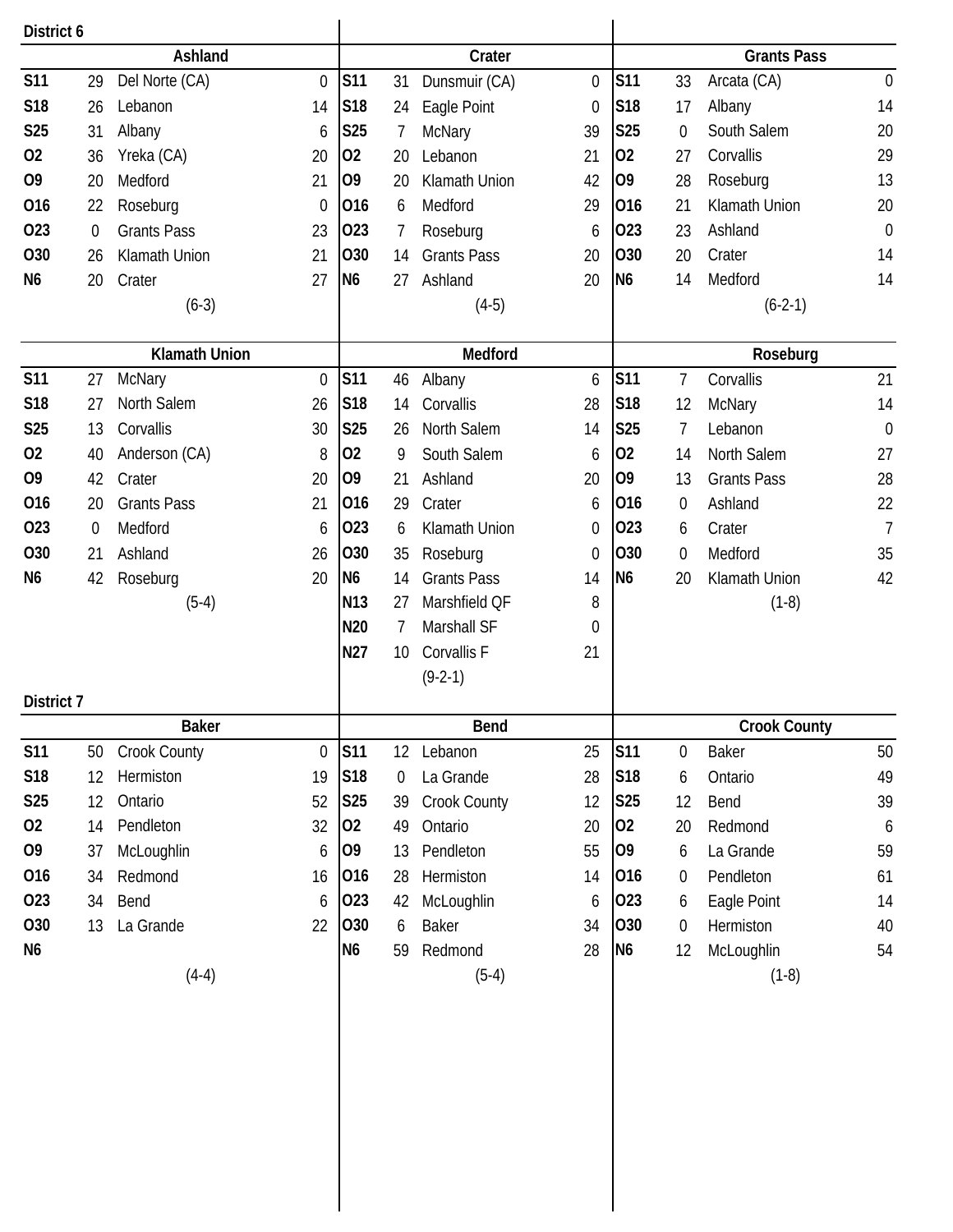## District 6

### Ashland

| Date | Score | Opponent | Opp |
|---|---|---|---|
| S11 | 29 | Del Norte (CA) | 0 |
| S18 | 26 | Lebanon | 14 |
| S25 | 31 | Albany | 6 |
| O2 | 36 | Yreka (CA) | 20 |
| O9 | 20 | Medford | 21 |
| O16 | 22 | Roseburg | 0 |
| O23 | 0 | Grants Pass | 23 |
| O30 | 26 | Klamath Union | 21 |
| N6 | 20 | Crater | 27 |

(6-3)

### Crater

| Date | Score | Opponent | Opp |
|---|---|---|---|
| S11 | 31 | Dunsmuir (CA) | 0 |
| S18 | 24 | Eagle Point | 0 |
| S25 | 7 | McNary | 39 |
| O2 | 20 | Lebanon | 21 |
| O9 | 20 | Klamath Union | 42 |
| O16 | 6 | Medford | 29 |
| O23 | 7 | Roseburg | 6 |
| O30 | 14 | Grants Pass | 20 |
| N6 | 27 | Ashland | 20 |

(4-5)

### Grants Pass

| Date | Score | Opponent | Opp |
|---|---|---|---|
| S11 | 33 | Arcata (CA) | 0 |
| S18 | 17 | Albany | 14 |
| S25 | 0 | South Salem | 20 |
| O2 | 27 | Corvallis | 29 |
| O9 | 28 | Roseburg | 13 |
| O16 | 21 | Klamath Union | 20 |
| O23 | 23 | Ashland | 0 |
| O30 | 20 | Crater | 14 |
| N6 | 14 | Medford | 14 |

(6-2-1)

### Klamath Union

| Date | Score | Opponent | Opp |
|---|---|---|---|
| S11 | 27 | McNary | 0 |
| S18 | 27 | North Salem | 26 |
| S25 | 13 | Corvallis | 30 |
| O2 | 40 | Anderson (CA) | 8 |
| O9 | 42 | Crater | 20 |
| O16 | 20 | Grants Pass | 21 |
| O23 | 0 | Medford | 6 |
| O30 | 21 | Ashland | 26 |
| N6 | 42 | Roseburg | 20 |

(5-4)

### Medford

| Date | Score | Opponent | Opp |
|---|---|---|---|
| S11 | 46 | Albany | 6 |
| S18 | 14 | Corvallis | 28 |
| S25 | 26 | North Salem | 14 |
| O2 | 9 | South Salem | 6 |
| O9 | 21 | Ashland | 20 |
| O16 | 29 | Crater | 6 |
| O23 | 6 | Klamath Union | 0 |
| O30 | 35 | Roseburg | 0 |
| N6 | 14 | Grants Pass | 14 |
| N13 | 27 | Marshfield QF | 8 |
| N20 | 7 | Marshall SF | 0 |
| N27 | 10 | Corvallis F | 21 |

(9-2-1)

### Roseburg

| Date | Score | Opponent | Opp |
|---|---|---|---|
| S11 | 7 | Corvallis | 21 |
| S18 | 12 | McNary | 14 |
| S25 | 7 | Lebanon | 0 |
| O2 | 14 | North Salem | 27 |
| O9 | 13 | Grants Pass | 28 |
| O16 | 0 | Ashland | 22 |
| O23 | 6 | Crater | 7 |
| O30 | 0 | Medford | 35 |
| N6 | 20 | Klamath Union | 42 |

(1-8)

## District 7

### Baker

| Date | Score | Opponent | Opp |
|---|---|---|---|
| S11 | 50 | Crook County | 0 |
| S18 | 12 | Hermiston | 19 |
| S25 | 12 | Ontario | 52 |
| O2 | 14 | Pendleton | 32 |
| O9 | 37 | McLoughlin | 6 |
| O16 | 34 | Redmond | 16 |
| O23 | 34 | Bend | 6 |
| O30 | 13 | La Grande | 22 |
| N6 | | | |

(4-4)

### Bend

| Date | Score | Opponent | Opp |
|---|---|---|---|
| S11 | 12 | Lebanon | 25 |
| S18 | 0 | La Grande | 28 |
| S25 | 39 | Crook County | 12 |
| O2 | 49 | Ontario | 20 |
| O9 | 13 | Pendleton | 55 |
| O16 | 28 | Hermiston | 14 |
| O23 | 42 | McLoughlin | 6 |
| O30 | 6 | Baker | 34 |
| N6 | 59 | Redmond | 28 |

(5-4)

### Crook County

| Date | Score | Opponent | Opp |
|---|---|---|---|
| S11 | 0 | Baker | 50 |
| S18 | 6 | Ontario | 49 |
| S25 | 12 | Bend | 39 |
| O2 | 20 | Redmond | 6 |
| O9 | 6 | La Grande | 59 |
| O16 | 0 | Pendleton | 61 |
| O23 | 6 | Eagle Point | 14 |
| O30 | 0 | Hermiston | 40 |
| N6 | 12 | McLoughlin | 54 |

(1-8)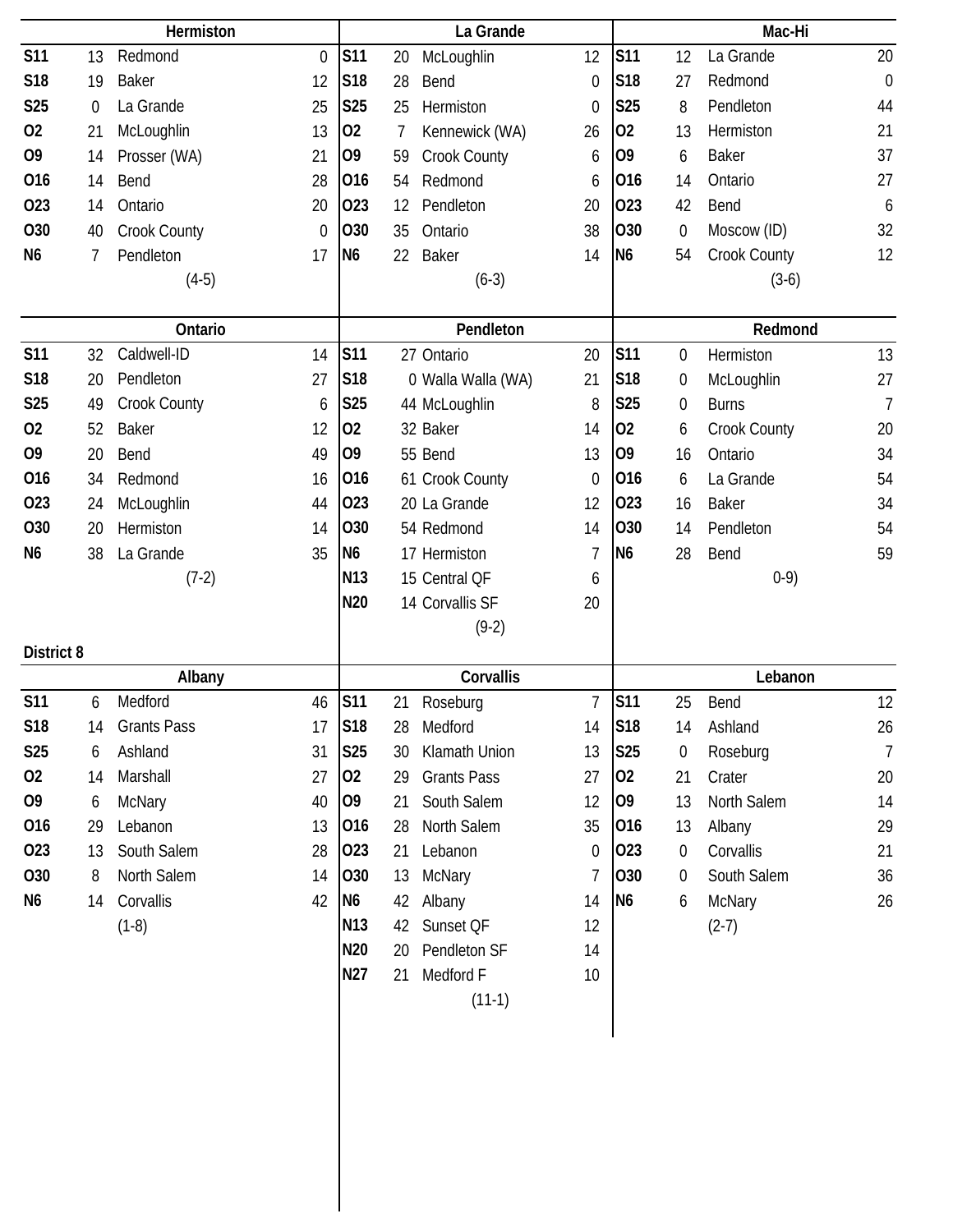### Hermiston

| | | | |
|---|---|---|---|
| S11 | 13 | Redmond | 0 |
| S18 | 19 | Baker | 12 |
| S25 | 0 | La Grande | 25 |
| O2 | 21 | McLoughlin | 13 |
| O9 | 14 | Prosser (WA) | 21 |
| O16 | 14 | Bend | 28 |
| O23 | 14 | Ontario | 20 |
| O30 | 40 | Crook County | 0 |
| N6 | 7 | Pendleton | 17 |

(4-5)

### La Grande

| | | | |
|---|---|---|---|
| S11 | 20 | McLoughlin | 12 |
| S18 | 28 | Bend | 0 |
| S25 | 25 | Hermiston | 0 |
| O2 | 7 | Kennewick (WA) | 26 |
| O9 | 59 | Crook County | 6 |
| O16 | 54 | Redmond | 6 |
| O23 | 12 | Pendleton | 20 |
| O30 | 35 | Ontario | 38 |
| N6 | 22 | Baker | 14 |

(6-3)

### Mac-Hi

| | | | |
|---|---|---|---|
| S11 | 12 | La Grande | 20 |
| S18 | 27 | Redmond | 0 |
| S25 | 8 | Pendleton | 44 |
| O2 | 13 | Hermiston | 21 |
| O9 | 6 | Baker | 37 |
| O16 | 14 | Ontario | 27 |
| O23 | 42 | Bend | 6 |
| O30 | 0 | Moscow (ID) | 32 |
| N6 | 54 | Crook County | 12 |

(3-6)

### Ontario

| | | | |
|---|---|---|---|
| S11 | 32 | Caldwell-ID | 14 |
| S18 | 20 | Pendleton | 27 |
| S25 | 49 | Crook County | 6 |
| O2 | 52 | Baker | 12 |
| O9 | 20 | Bend | 49 |
| O16 | 34 | Redmond | 16 |
| O23 | 24 | McLoughlin | 44 |
| O30 | 20 | Hermiston | 14 |
| N6 | 38 | La Grande | 35 |

(7-2)

### Pendleton

| | | | |
|---|---|---|---|
| S11 | 27 | Ontario | 20 |
| S18 | 0 | Walla Walla (WA) | 21 |
| S25 | 44 | McLoughlin | 8 |
| O2 | 32 | Baker | 14 |
| O9 | 55 | Bend | 13 |
| O16 | 61 | Crook County | 0 |
| O23 | 20 | La Grande | 12 |
| O30 | 54 | Redmond | 14 |
| N6 | 17 | Hermiston | 7 |
| N13 | 15 | Central QF | 6 |
| N20 | 14 | Corvallis SF | 20 |

(9-2)

### Redmond

| | | | |
|---|---|---|---|
| S11 | 0 | Hermiston | 13 |
| S18 | 0 | McLoughlin | 27 |
| S25 | 0 | Burns | 7 |
| O2 | 6 | Crook County | 20 |
| O9 | 16 | Ontario | 34 |
| O16 | 6 | La Grande | 54 |
| O23 | 16 | Baker | 34 |
| O30 | 14 | Pendleton | 54 |
| N6 | 28 | Bend | 59 |

0-9)

## District 8

### Albany

| | | | |
|---|---|---|---|
| S11 | 6 | Medford | 46 |
| S18 | 14 | Grants Pass | 17 |
| S25 | 6 | Ashland | 31 |
| O2 | 14 | Marshall | 27 |
| O9 | 6 | McNary | 40 |
| O16 | 29 | Lebanon | 13 |
| O23 | 13 | South Salem | 28 |
| O30 | 8 | North Salem | 14 |
| N6 | 14 | Corvallis | 42 |

(1-8)

### Corvallis

| | | | |
|---|---|---|---|
| S11 | 21 | Roseburg | 7 |
| S18 | 28 | Medford | 14 |
| S25 | 30 | Klamath Union | 13 |
| O2 | 29 | Grants Pass | 27 |
| O9 | 21 | South Salem | 12 |
| O16 | 28 | North Salem | 35 |
| O23 | 21 | Lebanon | 0 |
| O30 | 13 | McNary | 7 |
| N6 | 42 | Albany | 14 |
| N13 | 42 | Sunset QF | 12 |
| N20 | 20 | Pendleton SF | 14 |
| N27 | 21 | Medford F | 10 |

(11-1)

### Lebanon

| | | | |
|---|---|---|---|
| S11 | 25 | Bend | 12 |
| S18 | 14 | Ashland | 26 |
| S25 | 0 | Roseburg | 7 |
| O2 | 21 | Crater | 20 |
| O9 | 13 | North Salem | 14 |
| O16 | 13 | Albany | 29 |
| O23 | 0 | Corvallis | 21 |
| O30 | 0 | South Salem | 36 |
| N6 | 6 | McNary | 26 |

(2-7)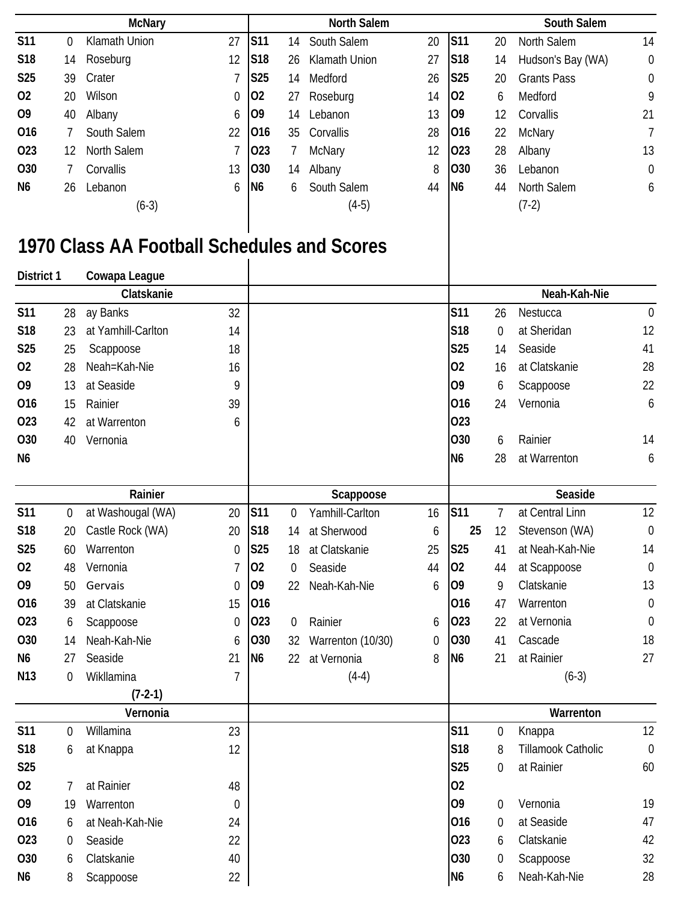### McNary

| Date | Score | Opponent | Opp |
|---|---|---|---|
| S11 | 0 | Klamath Union | 27 |
| S18 | 14 | Roseburg | 12 |
| S25 | 39 | Crater | 7 |
| O2 | 20 | Wilson | 0 |
| O9 | 40 | Albany | 6 |
| O16 | 7 | South Salem | 22 |
| O23 | 12 | North Salem | 7 |
| O30 | 7 | Corvallis | 13 |
| N6 | 26 | Lebanon | 6 |
| | | (6-3) | |

### North Salem

| Date | Score | Opponent | Opp |
|---|---|---|---|
| S11 | 14 | South Salem | 20 |
| S18 | 26 | Klamath Union | 27 |
| S25 | 14 | Medford | 26 |
| O2 | 27 | Roseburg | 14 |
| O9 | 14 | Lebanon | 13 |
| O16 | 35 | Corvallis | 28 |
| O23 | 7 | McNary | 12 |
| O30 | 14 | Albany | 8 |
| N6 | 6 | South Salem | 44 |
| | | (4-5) | |

### South Salem

| Date | Score | Opponent | Opp |
|---|---|---|---|
| S11 | 20 | North Salem | 14 |
| S18 | 14 | Hudson's Bay (WA) | 0 |
| S25 | 20 | Grants Pass | 0 |
| O2 | 6 | Medford | 9 |
| O9 | 12 | Corvallis | 21 |
| O16 | 22 | McNary | 7 |
| O23 | 28 | Albany | 13 |
| O30 | 36 | Lebanon | 0 |
| N6 | 44 | North Salem | 6 |
| | | (7-2) | |

# 1970 Class AA Football Schedules and Scores

**District 1** **Cowapa League**

### Clatskanie

| Date | Score | Opponent | Opp |
|---|---|---|---|
| S11 | 28 | ay Banks | 32 |
| S18 | 23 | at Yamhill-Carlton | 14 |
| S25 | 25 | Scappoose | 18 |
| O2 | 28 | Neah=Kah-Nie | 16 |
| O9 | 13 | at Seaside | 9 |
| O16 | 15 | Rainier | 39 |
| O23 | 42 | at Warrenton | 6 |
| O30 | 40 | Vernonia | |
| N6 | | | |

### Neah-Kah-Nie

| Date | Score | Opponent | Opp |
|---|---|---|---|
| S11 | 26 | Nestucca | 0 |
| S18 | 0 | at Sheridan | 12 |
| S25 | 14 | Seaside | 41 |
| O2 | 16 | at Clatskanie | 28 |
| O9 | 6 | Scappoose | 22 |
| O16 | 24 | Vernonia | 6 |
| O23 | | | |
| O30 | 6 | Rainier | 14 |
| N6 | 28 | at Warrenton | 6 |

### Rainier

| Date | Score | Opponent | Opp |
|---|---|---|---|
| S11 | 0 | at Washougal (WA) | 20 |
| S18 | 20 | Castle Rock (WA) | 20 |
| S25 | 60 | Warrenton | 0 |
| O2 | 48 | Vernonia | 7 |
| O9 | 50 | Gervais | 0 |
| O16 | 39 | at Clatskanie | 15 |
| O23 | 6 | Scappoose | 0 |
| O30 | 14 | Neah-Kah-Nie | 6 |
| N6 | 27 | Seaside | 21 |
| N13 | 0 | Wikllamina | 7 |
| | | **(7-2-1)** | |

### Scappoose

| Date | Score | Opponent | Opp |
|---|---|---|---|
| S11 | 0 | Yamhill-Carlton | 16 |
| S18 | 14 | at Sherwood | 6 |
| S25 | 18 | at Clatskanie | 25 |
| O2 | 0 | Seaside | 44 |
| O9 | 22 | Neah-Kah-Nie | 6 |
| O16 | | | |
| O23 | 0 | Rainier | 6 |
| O30 | 32 | Warrenton (10/30) | 0 |
| N6 | 22 | at Vernonia | 8 |
| | | (4-4) | |

### Seaside

| Date | Score | Opponent | Opp |
|---|---|---|---|
| S11 | 7 | at Central Linn | 12 |
| 25 | 12 | Stevenson (WA) | 0 |
| S25 | 41 | at Neah-Kah-Nie | 14 |
| O2 | 44 | at Scappoose | 0 |
| O9 | 9 | Clatskanie | 13 |
| O16 | 47 | Warrenton | 0 |
| O23 | 22 | at Vernonia | 0 |
| O30 | 41 | Cascade | 18 |
| N6 | 21 | at Rainier | 27 |
| | | (6-3) | |

### Vernonia

| Date | Score | Opponent | Opp |
|---|---|---|---|
| S11 | 0 | Willamina | 23 |
| S18 | 6 | at Knappa | 12 |
| S25 | | | |
| O2 | 7 | at Rainier | 48 |
| O9 | 19 | Warrenton | 0 |
| O16 | 6 | at Neah-Kah-Nie | 24 |
| O23 | 0 | Seaside | 22 |
| O30 | 6 | Clatskanie | 40 |
| N6 | 8 | Scappoose | 22 |

### Warrenton

| Date | Score | Opponent | Opp |
|---|---|---|---|
| S11 | 0 | Knappa | 12 |
| S18 | 8 | Tillamook Catholic | 0 |
| S25 | 0 | at Rainier | 60 |
| O2 | | | |
| O9 | 0 | Vernonia | 19 |
| O16 | 0 | at Seaside | 47 |
| O23 | 6 | Clatskanie | 42 |
| O30 | 0 | Scappoose | 32 |
| N6 | 6 | Neah-Kah-Nie | 28 |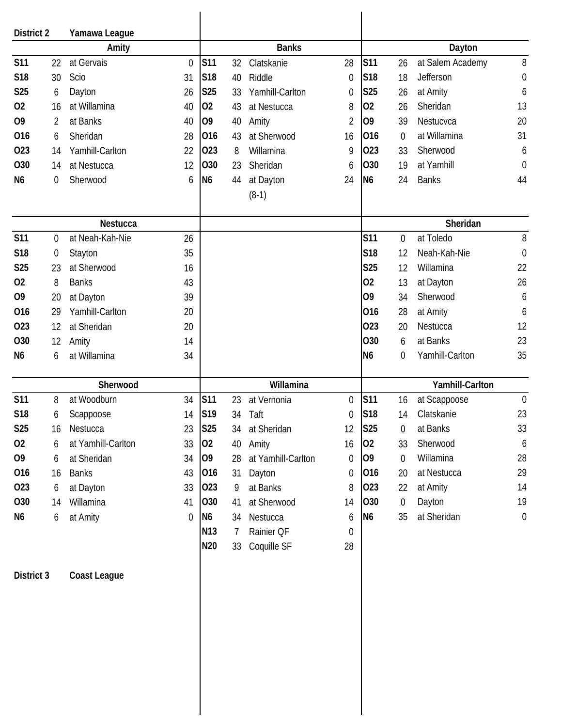**District 2** **Yamawa League**

### Amity

| Date | Score | Opponent | Opp |
|---|---|---|---|
| **S11** | 22 | at Gervais | 0 |
| **S18** | 30 | Scio | 31 |
| **S25** | 6 | Dayton | 26 |
| **O2** | 16 | at Willamina | 40 |
| **O9** | 2 | at Banks | 40 |
| **O16** | 6 | Sheridan | 28 |
| **O23** | 14 | Yamhill-Carlton | 22 |
| **O30** | 14 | at Nestucca | 12 |
| **N6** | 0 | Sherwood | 6 |

### Banks

| Date | Score | Opponent | Opp |
|---|---|---|---|
| **S11** | 32 | Clatskanie | 28 |
| **S18** | 40 | Riddle | 0 |
| **S25** | 33 | Yamhill-Carlton | 0 |
| **O2** | 43 | at Nestucca | 8 |
| **O9** | 40 | Amity | 2 |
| **O16** | 43 | at Sherwood | 16 |
| **O23** | 8 | Willamina | 9 |
| **O30** | 23 | Sheridan | 6 |
| **N6** | 44 | at Dayton | 24 |
| | | (8-1) | |

### Dayton

| Date | Score | Opponent | Opp |
|---|---|---|---|
| **S11** | 26 | at Salem Academy | 8 |
| **S18** | 18 | Jefferson | 0 |
| **S25** | 26 | at Amity | 6 |
| **O2** | 26 | Sheridan | 13 |
| **O9** | 39 | Nestucvca | 20 |
| **O16** | 0 | at Willamina | 31 |
| **O23** | 33 | Sherwood | 6 |
| **O30** | 19 | at Yamhill | 0 |
| **N6** | 24 | Banks | 44 |

### Nestucca

| Date | Score | Opponent | Opp |
|---|---|---|---|
| **S11** | 0 | at Neah-Kah-Nie | 26 |
| **S18** | 0 | Stayton | 35 |
| **S25** | 23 | at Sherwood | 16 |
| **O2** | 8 | Banks | 43 |
| **O9** | 20 | at Dayton | 39 |
| **O16** | 29 | Yamhill-Carlton | 20 |
| **O23** | 12 | at Sheridan | 20 |
| **O30** | 12 | Amity | 14 |
| **N6** | 6 | at Willamina | 34 |

### Sheridan

| Date | Score | Opponent | Opp |
|---|---|---|---|
| **S11** | 0 | at Toledo | 8 |
| **S18** | 12 | Neah-Kah-Nie | 0 |
| **S25** | 12 | Willamina | 22 |
| **O2** | 13 | at Dayton | 26 |
| **O9** | 34 | Sherwood | 6 |
| **O16** | 28 | at Amity | 6 |
| **O23** | 20 | Nestucca | 12 |
| **O30** | 6 | at Banks | 23 |
| **N6** | 0 | Yamhill-Carlton | 35 |

### Sherwood

| Date | Score | Opponent | Opp |
|---|---|---|---|
| **S11** | 8 | at Woodburn | 34 |
| **S18** | 6 | Scappoose | 14 |
| **S25** | 16 | Nestucca | 23 |
| **O2** | 6 | at Yamhill-Carlton | 33 |
| **O9** | 6 | at Sheridan | 34 |
| **O16** | 16 | Banks | 43 |
| **O23** | 6 | at Dayton | 33 |
| **O30** | 14 | Willamina | 41 |
| **N6** | 6 | at Amity | 0 |

### Willamina

| Date | Score | Opponent | Opp |
|---|---|---|---|
| **S11** | 23 | at Vernonia | 0 |
| **S19** | 34 | Taft | 0 |
| **S25** | 34 | at Sheridan | 12 |
| **O2** | 40 | Amity | 16 |
| **O9** | 28 | at Yamhill-Carlton | 0 |
| **O16** | 31 | Dayton | 0 |
| **O23** | 9 | at Banks | 8 |
| **O30** | 41 | at Sherwood | 14 |
| **N6** | 34 | Nestucca | 6 |
| **N13** | 7 | Rainier QF | 0 |
| **N20** | 33 | Coquille SF | 28 |

### Yamhill-Carlton

| Date | Score | Opponent | Opp |
|---|---|---|---|
| **S11** | 16 | at Scappoose | 0 |
| **S18** | 14 | Clatskanie | 23 |
| **S25** | 0 | at Banks | 33 |
| **O2** | 33 | Sherwood | 6 |
| **O9** | 0 | Willamina | 28 |
| **O16** | 20 | at Nestucca | 29 |
| **O23** | 22 | at Amity | 14 |
| **O30** | 0 | Dayton | 19 |
| **N6** | 35 | at Sheridan | 0 |

**District 3** **Coast League**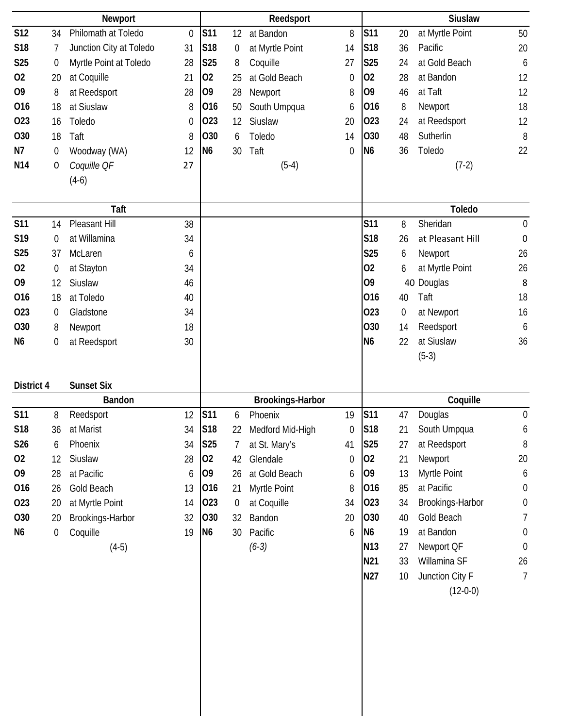### Newport

| Date | Score | Opponent | Opp |
|---|---|---|---|
| S12 | 34 | Philomath at Toledo | 0 |
| S18 | 7 | Junction City at Toledo | 31 |
| S25 | 0 | Myrtle Point at Toledo | 28 |
| O2 | 20 | at Coquille | 21 |
| O9 | 8 | at Reedsport | 28 |
| O16 | 18 | at Siuslaw | 8 |
| O23 | 16 | Toledo | 0 |
| O30 | 18 | Taft | 8 |
| N7 | 0 | Woodway (WA) | 12 |
| N14 | 0 | *Coquille QF* | 27 |
| | | (4-6) | |

### Reedsport

| Date | Score | Opponent | Opp |
|---|---|---|---|
| S11 | 12 | at Bandon | 8 |
| S18 | 0 | at Myrtle Point | 14 |
| S25 | 8 | Coquille | 27 |
| O2 | 25 | at Gold Beach | 0 |
| O9 | 28 | Newport | 8 |
| O16 | 50 | South Umpqua | 6 |
| O23 | 12 | Siuslaw | 20 |
| O30 | 6 | Toledo | 14 |
| N6 | 30 | Taft | 0 |
| | | (5-4) | |

### Siuslaw

| Date | Score | Opponent | Opp |
|---|---|---|---|
| S11 | 20 | at Myrtle Point | 50 |
| S18 | 36 | Pacific | 20 |
| S25 | 24 | at Gold Beach | 6 |
| O2 | 28 | at Bandon | 12 |
| O9 | 46 | at Taft | 12 |
| O16 | 8 | Newport | 18 |
| O23 | 24 | at Reedsport | 12 |
| O30 | 48 | Sutherlin | 8 |
| N6 | 36 | Toledo | 22 |
| | | (7-2) | |

### Taft

| Date | Score | Opponent | Opp |
|---|---|---|---|
| S11 | 14 | Pleasant Hill | 38 |
| S19 | 0 | at Willamina | 34 |
| S25 | 37 | McLaren | 6 |
| O2 | 0 | at Stayton | 34 |
| O9 | 12 | Siuslaw | 46 |
| O16 | 18 | at Toledo | 40 |
| O23 | 0 | Gladstone | 34 |
| O30 | 8 | Newport | 18 |
| N6 | 0 | at Reedsport | 30 |

### Toledo

| Date | Score | Opponent | Opp |
|---|---|---|---|
| S11 | 8 | Sheridan | 0 |
| S18 | 26 | at Pleasant Hill | 0 |
| S25 | 6 | Newport | 26 |
| O2 | 6 | at Myrtle Point | 26 |
| O9 | 40 | Douglas | 8 |
| O16 | 40 | Taft | 18 |
| O23 | 0 | at Newport | 16 |
| O30 | 14 | Reedsport | 6 |
| N6 | 22 | at Siuslaw | 36 |
| | | (5-3) | |

## District 4 Sunset Six

### Bandon

| Date | Score | Opponent | Opp |
|---|---|---|---|
| S11 | 8 | Reedsport | 12 |
| S18 | 36 | at Marist | 34 |
| S26 | 6 | Phoenix | 34 |
| O2 | 12 | Siuslaw | 28 |
| O9 | 28 | at Pacific | 6 |
| O16 | 26 | Gold Beach | 13 |
| O23 | 20 | at Myrtle Point | 14 |
| O30 | 20 | Brookings-Harbor | 32 |
| N6 | 0 | Coquille | 19 |
| | | (4-5) | |

### Brookings-Harbor

| Date | Score | Opponent | Opp |
|---|---|---|---|
| S11 | 6 | Phoenix | 19 |
| S18 | 22 | Medford Mid-High | 0 |
| S25 | 7 | at St. Mary's | 41 |
| O2 | 42 | Glendale | 0 |
| O9 | 26 | at Gold Beach | 6 |
| O16 | 21 | Myrtle Point | 8 |
| O23 | 0 | at Coquille | 34 |
| O30 | 32 | Bandon | 20 |
| N6 | 30 | Pacific | 6 |
| | | *(6-3)* | |

### Coquille

| Date | Score | Opponent | Opp |
|---|---|---|---|
| S11 | 47 | Douglas | 0 |
| S18 | 21 | South Umpqua | 6 |
| S25 | 27 | at Reedsport | 8 |
| O2 | 21 | Newport | 20 |
| O9 | 13 | Myrtle Point | 6 |
| O16 | 85 | at Pacific | 0 |
| O23 | 34 | Brookings-Harbor | 0 |
| O30 | 40 | Gold Beach | 7 |
| N6 | 19 | at Bandon | 0 |
| N13 | 27 | Newport QF | 0 |
| N21 | 33 | Willamina SF | 26 |
| N27 | 10 | Junction City F | 7 |
| | | (12-0-0) | |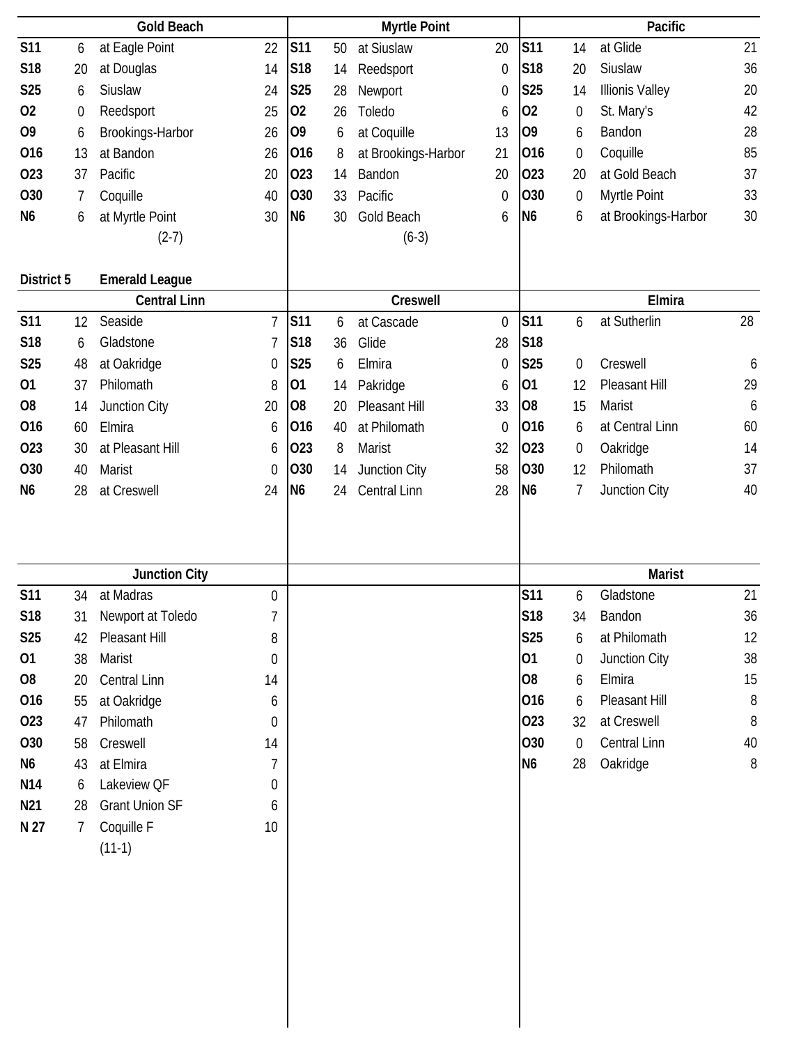### Gold Beach

| Date | Score | Opponent | Opp |
|---|---|---|---|
| S11 | 6 | at Eagle Point | 22 |
| S18 | 20 | at Douglas | 14 |
| S25 | 6 | Siuslaw | 24 |
| O2 | 0 | Reedsport | 25 |
| O9 | 6 | Brookings-Harbor | 26 |
| O16 | 13 | at Bandon | 26 |
| O23 | 37 | Pacific | 20 |
| O30 | 7 | Coquille | 40 |
| N6 | 6 | at Myrtle Point | 30 |
| | | (2-7) | |

### Myrtle Point

| Date | Score | Opponent | Opp |
|---|---|---|---|
| S11 | 50 | at Siuslaw | 20 |
| S18 | 14 | Reedsport | 0 |
| S25 | 28 | Newport | 0 |
| O2 | 26 | Toledo | 6 |
| O9 | 6 | at Coquille | 13 |
| O16 | 8 | at Brookings-Harbor | 21 |
| O23 | 14 | Bandon | 20 |
| O30 | 33 | Pacific | 0 |
| N6 | 30 | Gold Beach | 6 |
| | | (6-3) | |

### Pacific

| Date | Score | Opponent | Opp |
|---|---|---|---|
| S11 | 14 | at Glide | 21 |
| S18 | 20 | Siuslaw | 36 |
| S25 | 14 | Illionis Valley | 20 |
| O2 | 0 | St. Mary's | 42 |
| O9 | 6 | Bandon | 28 |
| O16 | 0 | Coquille | 85 |
| O23 | 20 | at Gold Beach | 37 |
| O30 | 0 | Myrtle Point | 33 |
| N6 | 6 | at Brookings-Harbor | 30 |

## District 5 Emerald League

### Central Linn

| Date | Score | Opponent | Opp |
|---|---|---|---|
| S11 | 12 | Seaside | 7 |
| S18 | 6 | Gladstone | 7 |
| S25 | 48 | at Oakridge | 0 |
| O1 | 37 | Philomath | 8 |
| O8 | 14 | Junction City | 20 |
| O16 | 60 | Elmira | 6 |
| O23 | 30 | at Pleasant Hill | 6 |
| O30 | 40 | Marist | 0 |
| N6 | 28 | at Creswell | 24 |

### Creswell

| Date | Score | Opponent | Opp |
|---|---|---|---|
| S11 | 6 | at Cascade | 0 |
| S18 | 36 | Glide | 28 |
| S25 | 6 | Elmira | 0 |
| O1 | 14 | Pakridge | 6 |
| O8 | 20 | Pleasant Hill | 33 |
| O16 | 40 | at Philomath | 0 |
| O23 | 8 | Marist | 32 |
| O30 | 14 | Junction City | 58 |
| N6 | 24 | Central Linn | 28 |

### Elmira

| Date | Score | Opponent | Opp |
|---|---|---|---|
| S11 | 6 | at Sutherlin | 28 |
| S18 | | | |
| S25 | 0 | Creswell | 6 |
| O1 | 12 | Pleasant Hill | 29 |
| O8 | 15 | Marist | 6 |
| O16 | 6 | at Central Linn | 60 |
| O23 | 0 | Oakridge | 14 |
| O30 | 12 | Philomath | 37 |
| N6 | 7 | Junction City | 40 |

### Junction City

| Date | Score | Opponent | Opp |
|---|---|---|---|
| S11 | 34 | at Madras | 0 |
| S18 | 31 | Newport at Toledo | 7 |
| S25 | 42 | Pleasant Hill | 8 |
| O1 | 38 | Marist | 0 |
| O8 | 20 | Central Linn | 14 |
| O16 | 55 | at Oakridge | 6 |
| O23 | 47 | Philomath | 0 |
| O30 | 58 | Creswell | 14 |
| N6 | 43 | at Elmira | 7 |
| N14 | 6 | Lakeview QF | 0 |
| N21 | 28 | Grant Union SF | 6 |
| N 27 | 7 | Coquille F | 10 |
| | | (11-1) | |

### Marist

| Date | Score | Opponent | Opp |
|---|---|---|---|
| S11 | 6 | Gladstone | 21 |
| S18 | 34 | Bandon | 36 |
| S25 | 6 | at Philomath | 12 |
| O1 | 0 | Junction City | 38 |
| O8 | 6 | Elmira | 15 |
| O16 | 6 | Pleasant Hill | 8 |
| O23 | 32 | at Creswell | 8 |
| O30 | 0 | Central Linn | 40 |
| N6 | 28 | Oakridge | 8 |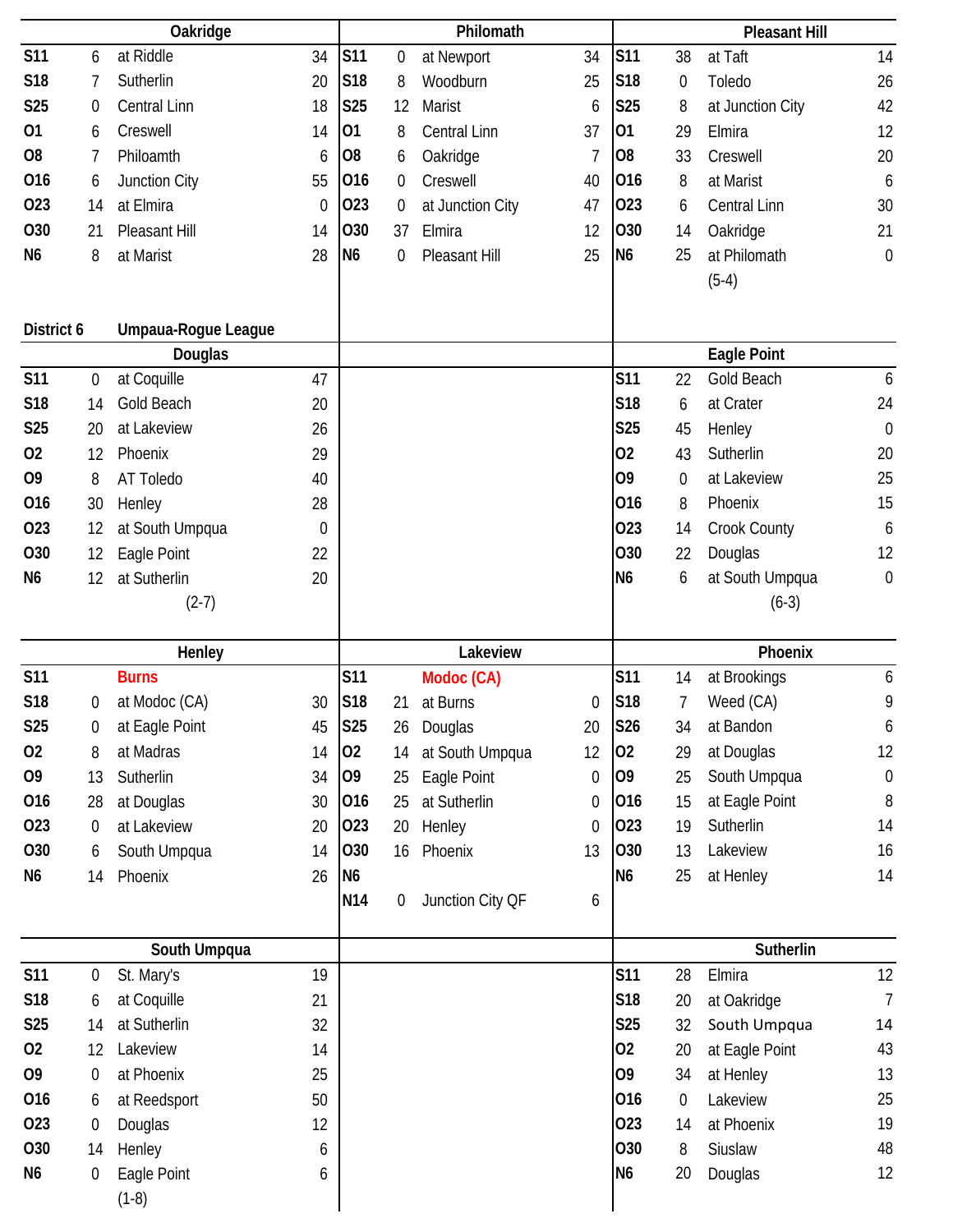### Oakridge

| Date | Score | Opponent | Opp |
|---|---|---|---|
| S11 | 6 | at Riddle | 34 |
| S18 | 7 | Sutherlin | 20 |
| S25 | 0 | Central Linn | 18 |
| O1 | 6 | Creswell | 14 |
| O8 | 7 | Philoamth | 6 |
| O16 | 6 | Junction City | 55 |
| O23 | 14 | at Elmira | 0 |
| O30 | 21 | Pleasant Hill | 14 |
| N6 | 8 | at Marist | 28 |

### Philomath

| Date | Score | Opponent | Opp |
|---|---|---|---|
| S11 | 0 | at Newport | 34 |
| S18 | 8 | Woodburn | 25 |
| S25 | 12 | Marist | 6 |
| O1 | 8 | Central Linn | 37 |
| O8 | 6 | Oakridge | 7 |
| O16 | 0 | Creswell | 40 |
| O23 | 0 | at Junction City | 47 |
| O30 | 37 | Elmira | 12 |
| N6 | 0 | Pleasant Hill | 25 |

### Pleasant Hill

| Date | Score | Opponent | Opp |
|---|---|---|---|
| S11 | 38 | at Taft | 14 |
| S18 | 0 | Toledo | 26 |
| S25 | 8 | at Junction City | 42 |
| O1 | 29 | Elmira | 12 |
| O8 | 33 | Creswell | 20 |
| O16 | 8 | at Marist | 6 |
| O23 | 6 | Central Linn | 30 |
| O30 | 14 | Oakridge | 21 |
| N6 | 25 | at Philomath | 0 |
| | | (5-4) | |

## District 6 Umpaua-Rogue League

### Douglas

| Date | Score | Opponent | Opp |
|---|---|---|---|
| S11 | 0 | at Coquille | 47 |
| S18 | 14 | Gold Beach | 20 |
| S25 | 20 | at Lakeview | 26 |
| O2 | 12 | Phoenix | 29 |
| O9 | 8 | AT Toledo | 40 |
| O16 | 30 | Henley | 28 |
| O23 | 12 | at South Umpqua | 0 |
| O30 | 12 | Eagle Point | 22 |
| N6 | 12 | at Sutherlin | 20 |
| | | (2-7) | |

### Eagle Point

| Date | Score | Opponent | Opp |
|---|---|---|---|
| S11 | 22 | Gold Beach | 6 |
| S18 | 6 | at Crater | 24 |
| S25 | 45 | Henley | 0 |
| O2 | 43 | Sutherlin | 20 |
| O9 | 0 | at Lakeview | 25 |
| O16 | 8 | Phoenix | 15 |
| O23 | 14 | Crook County | 6 |
| O30 | 22 | Douglas | 12 |
| N6 | 6 | at South Umpqua | 0 |
| | | (6-3) | |

### Henley

| Date | Score | Opponent | Opp |
|---|---|---|---|
| S11 | | Burns | |
| S18 | 0 | at Modoc (CA) | 30 |
| S25 | 0 | at Eagle Point | 45 |
| O2 | 8 | at Madras | 14 |
| O9 | 13 | Sutherlin | 34 |
| O16 | 28 | at Douglas | 30 |
| O23 | 0 | at Lakeview | 20 |
| O30 | 6 | South Umpqua | 14 |
| N6 | 14 | Phoenix | 26 |

### Lakeview

| Date | Score | Opponent | Opp |
|---|---|---|---|
| S11 | | Modoc (CA) | |
| S18 | 21 | at Burns | 0 |
| S25 | 26 | Douglas | 20 |
| O2 | 14 | at South Umpqua | 12 |
| O9 | 25 | Eagle Point | 0 |
| O16 | 25 | at Sutherlin | 0 |
| O23 | 20 | Henley | 0 |
| O30 | 16 | Phoenix | 13 |
| N6 | | | |
| N14 | 0 | Junction City QF | 6 |

### Phoenix

| Date | Score | Opponent | Opp |
|---|---|---|---|
| S11 | 14 | at Brookings | 6 |
| S18 | 7 | Weed (CA) | 9 |
| S26 | 34 | at Bandon | 6 |
| O2 | 29 | at Douglas | 12 |
| O9 | 25 | South Umpqua | 0 |
| O16 | 15 | at Eagle Point | 8 |
| O23 | 19 | Sutherlin | 14 |
| O30 | 13 | Lakeview | 16 |
| N6 | 25 | at Henley | 14 |

### South Umpqua

| Date | Score | Opponent | Opp |
|---|---|---|---|
| S11 | 0 | St. Mary's | 19 |
| S18 | 6 | at Coquille | 21 |
| S25 | 14 | at Sutherlin | 32 |
| O2 | 12 | Lakeview | 14 |
| O9 | 0 | at Phoenix | 25 |
| O16 | 6 | at Reedsport | 50 |
| O23 | 0 | Douglas | 12 |
| O30 | 14 | Henley | 6 |
| N6 | 0 | Eagle Point | 6 |
| | | (1-8) | |

### Sutherlin

| Date | Score | Opponent | Opp |
|---|---|---|---|
| S11 | 28 | Elmira | 12 |
| S18 | 20 | at Oakridge | 7 |
| S25 | 32 | South Umpqua | 14 |
| O2 | 20 | at Eagle Point | 43 |
| O9 | 34 | at Henley | 13 |
| O16 | 0 | Lakeview | 25 |
| O23 | 14 | at Phoenix | 19 |
| O30 | 8 | Siuslaw | 48 |
| N6 | 20 | Douglas | 12 |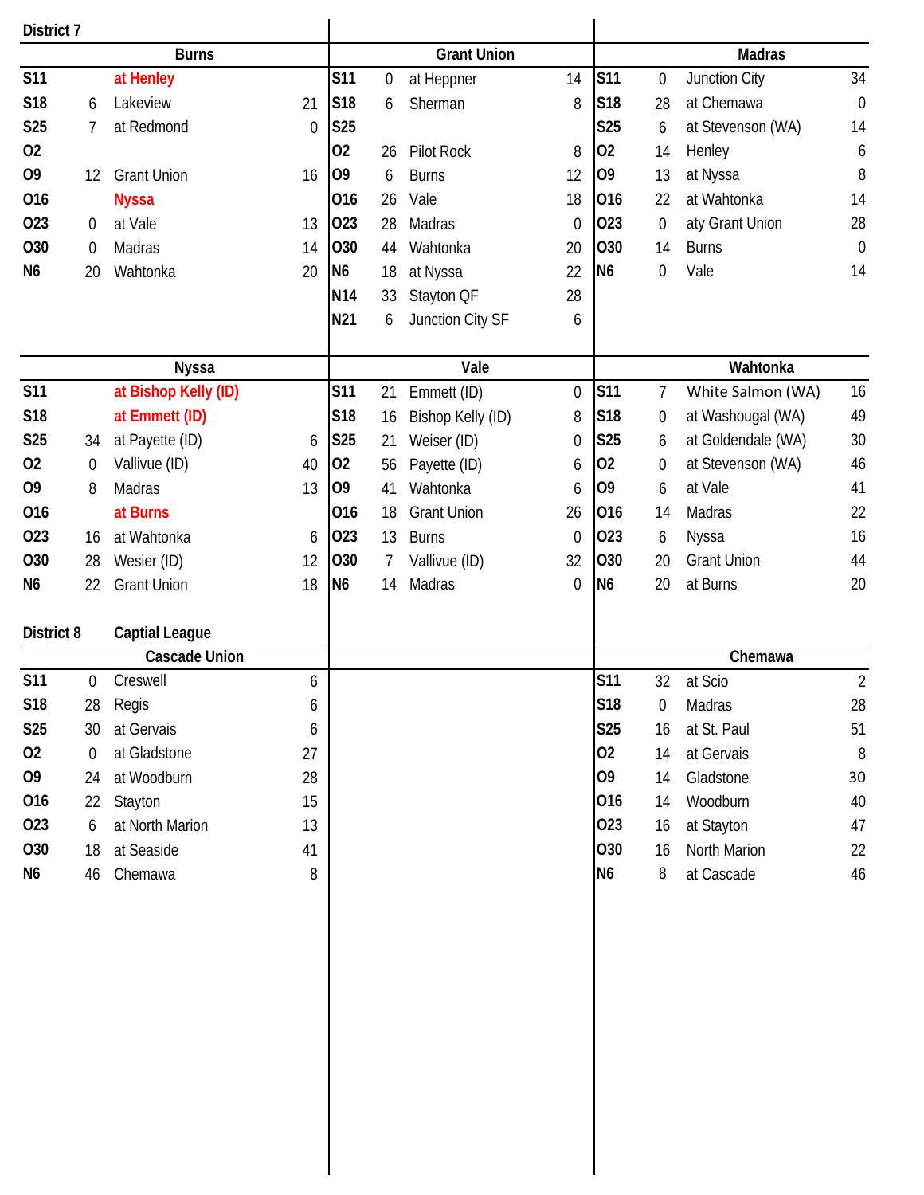## District 7

### Burns

| Date | Score | Opponent | Opp. Score |
|---|---|---|---|
| S11 | | at Henley | |
| S18 | 6 | Lakeview | 21 |
| S25 | 7 | at Redmond | 0 |
| O2 | | | |
| O9 | 12 | Grant Union | 16 |
| O16 | | Nyssa | |
| O23 | 0 | at Vale | 13 |
| O30 | 0 | Madras | 14 |
| N6 | 20 | Wahtonka | 20 |

### Grant Union

| Date | Score | Opponent | Opp. Score |
|---|---|---|---|
| S11 | 0 | at Heppner | 14 |
| S18 | 6 | Sherman | 8 |
| S25 | | | |
| O2 | 26 | Pilot Rock | 8 |
| O9 | 6 | Burns | 12 |
| O16 | 26 | Vale | 18 |
| O23 | 28 | Madras | 0 |
| O30 | 44 | Wahtonka | 20 |
| N6 | 18 | at Nyssa | 22 |
| N14 | 33 | Stayton QF | 28 |
| N21 | 6 | Junction City SF | 6 |

### Madras

| Date | Score | Opponent | Opp. Score |
|---|---|---|---|
| S11 | 0 | Junction City | 34 |
| S18 | 28 | at Chemawa | 0 |
| S25 | 6 | at Stevenson (WA) | 14 |
| O2 | 14 | Henley | 6 |
| O9 | 13 | at Nyssa | 8 |
| O16 | 22 | at Wahtonka | 14 |
| O23 | 0 | aty Grant Union | 28 |
| O30 | 14 | Burns | 0 |
| N6 | 0 | Vale | 14 |

### Nyssa

| Date | Score | Opponent | Opp. Score |
|---|---|---|---|
| S11 | | at Bishop Kelly (ID) | |
| S18 | | at Emmett (ID) | |
| S25 | 34 | at Payette (ID) | 6 |
| O2 | 0 | Vallivue (ID) | 40 |
| O9 | 8 | Madras | 13 |
| O16 | | at Burns | |
| O23 | 16 | at Wahtonka | 6 |
| O30 | 28 | Wesier (ID) | 12 |
| N6 | 22 | Grant Union | 18 |

### Vale

| Date | Score | Opponent | Opp. Score |
|---|---|---|---|
| S11 | 21 | Emmett (ID) | 0 |
| S18 | 16 | Bishop Kelly (ID) | 8 |
| S25 | 21 | Weiser (ID) | 0 |
| O2 | 56 | Payette (ID) | 6 |
| O9 | 41 | Wahtonka | 6 |
| O16 | 18 | Grant Union | 26 |
| O23 | 13 | Burns | 0 |
| O30 | 7 | Vallivue (ID) | 32 |
| N6 | 14 | Madras | 0 |

### Wahtonka

| Date | Score | Opponent | Opp. Score |
|---|---|---|---|
| S11 | 7 | White Salmon (WA) | 16 |
| S18 | 0 | at Washougal (WA) | 49 |
| S25 | 6 | at Goldendale (WA) | 30 |
| O2 | 0 | at Stevenson (WA) | 46 |
| O9 | 6 | at Vale | 41 |
| O16 | 14 | Madras | 22 |
| O23 | 6 | Nyssa | 16 |
| O30 | 20 | Grant Union | 44 |
| N6 | 20 | at Burns | 20 |

## District 8 Captial League

### Cascade Union

| Date | Score | Opponent | Opp. Score |
|---|---|---|---|
| S11 | 0 | Creswell | 6 |
| S18 | 28 | Regis | 6 |
| S25 | 30 | at Gervais | 6 |
| O2 | 0 | at Gladstone | 27 |
| O9 | 24 | at Woodburn | 28 |
| O16 | 22 | Stayton | 15 |
| O23 | 6 | at North Marion | 13 |
| O30 | 18 | at Seaside | 41 |
| N6 | 46 | Chemawa | 8 |

### Chemawa

| Date | Score | Opponent | Opp. Score |
|---|---|---|---|
| S11 | 32 | at Scio | 2 |
| S18 | 0 | Madras | 28 |
| S25 | 16 | at St. Paul | 51 |
| O2 | 14 | at Gervais | 8 |
| O9 | 14 | Gladstone | 30 |
| O16 | 14 | Woodburn | 40 |
| O23 | 16 | at Stayton | 47 |
| O30 | 16 | North Marion | 22 |
| N6 | 8 | at Cascade | 46 |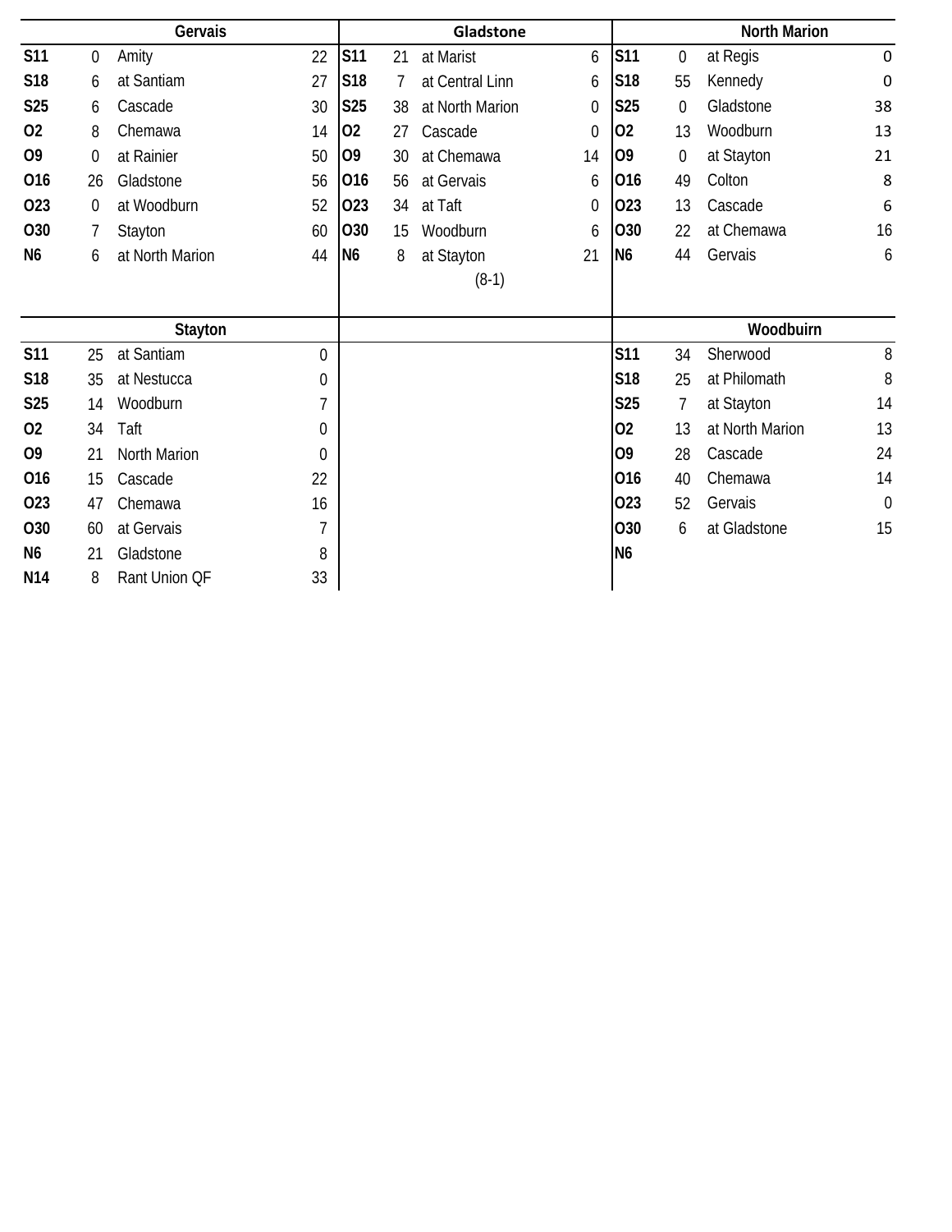## Gervais

| | | | |
|---|---|---|---|
| S11 | 0 | Amity | 22 |
| S18 | 6 | at Santiam | 27 |
| S25 | 6 | Cascade | 30 |
| O2 | 8 | Chemawa | 14 |
| O9 | 0 | at Rainier | 50 |
| O16 | 26 | Gladstone | 56 |
| O23 | 0 | at Woodburn | 52 |
| O30 | 7 | Stayton | 60 |
| N6 | 6 | at North Marion | 44 |

## Gladstone

| | | | |
|---|---|---|---|
| S11 | 21 | at Marist | 6 |
| S18 | 7 | at Central Linn | 6 |
| S25 | 38 | at North Marion | 0 |
| O2 | 27 | Cascade | 0 |
| O9 | 30 | at Chemawa | 14 |
| O16 | 56 | at Gervais | 6 |
| O23 | 34 | at Taft | 0 |
| O30 | 15 | Woodburn | 6 |
| N6 | 8 | at Stayton | 21 |

(8-1)

## North Marion

| | | | |
|---|---|---|---|
| S11 | 0 | at Regis | 0 |
| S18 | 55 | Kennedy | 0 |
| S25 | 0 | Gladstone | 38 |
| O2 | 13 | Woodburn | 13 |
| O9 | 0 | at Stayton | 21 |
| O16 | 49 | Colton | 8 |
| O23 | 13 | Cascade | 6 |
| O30 | 22 | at Chemawa | 16 |
| N6 | 44 | Gervais | 6 |

## Stayton

| | | | |
|---|---|---|---|
| S11 | 25 | at Santiam | 0 |
| S18 | 35 | at Nestucca | 0 |
| S25 | 14 | Woodburn | 7 |
| O2 | 34 | Taft | 0 |
| O9 | 21 | North Marion | 0 |
| O16 | 15 | Cascade | 22 |
| O23 | 47 | Chemawa | 16 |
| O30 | 60 | at Gervais | 7 |
| N6 | 21 | Gladstone | 8 |
| N14 | 8 | Rant Union QF | 33 |

## Woodbuirn

| | | | |
|---|---|---|---|
| S11 | 34 | Sherwood | 8 |
| S18 | 25 | at Philomath | 8 |
| S25 | 7 | at Stayton | 14 |
| O2 | 13 | at North Marion | 13 |
| O9 | 28 | Cascade | 24 |
| O16 | 40 | Chemawa | 14 |
| O23 | 52 | Gervais | 0 |
| O30 | 6 | at Gladstone | 15 |
| N6 | | | |